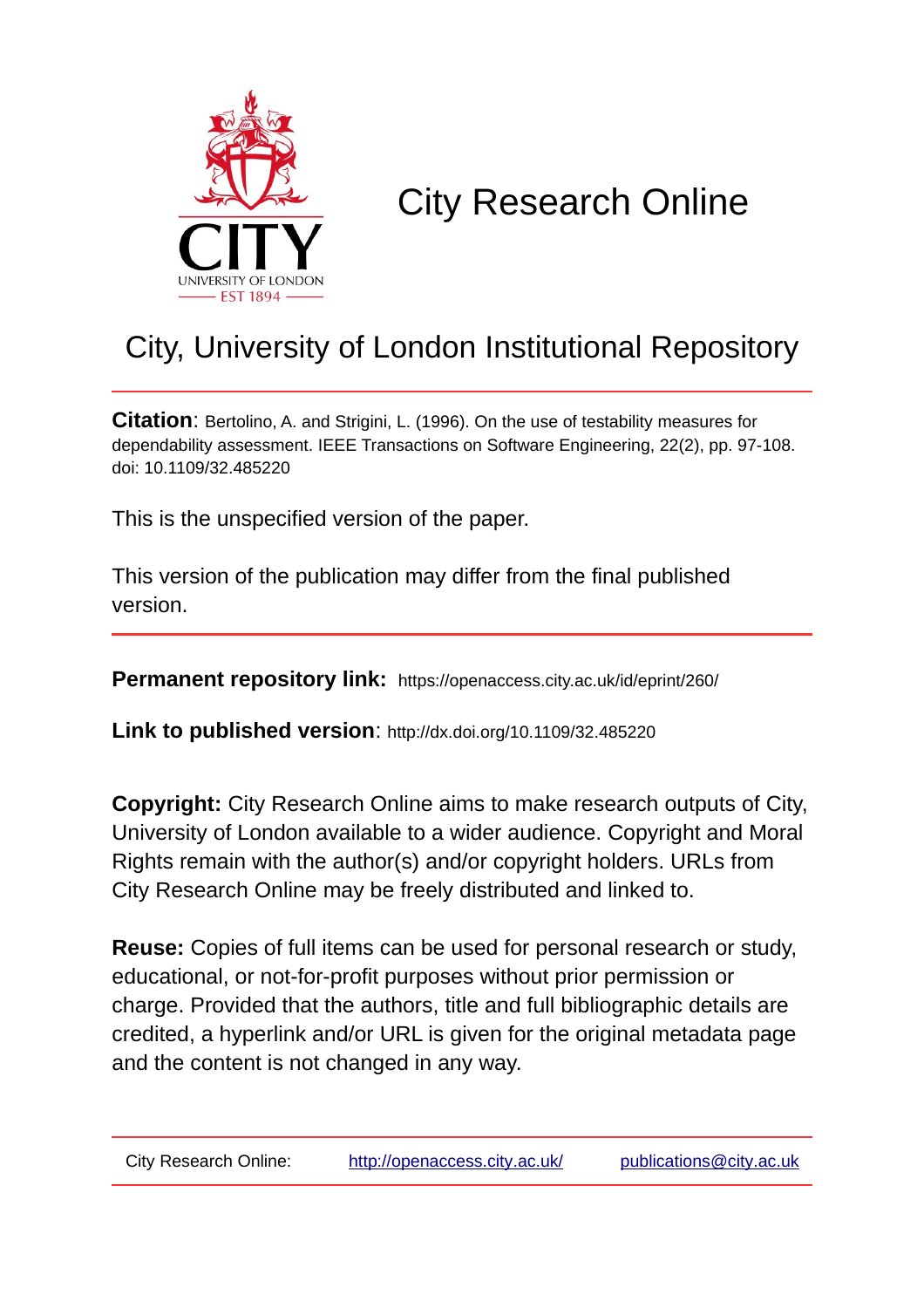# City Research Online

## City, University of London Institutional Repository

**Citation**: Bertolino, A. and Strigini, L. (1996). On the use of testability measures for dependability assessment. IEEE Transactions on Software Engineering, 22(2), pp. 97-108. doi: 10.1109/32.485220

This is the unspecified version of the paper.

This version of the publication may differ from the final published version.

**Permanent repository link:** https://openaccess.city.ac.uk/id/eprint/260/

**Link to published version**: http://dx.doi.org/10.1109/32.485220

**Copyright:** City Research Online aims to make research outputs of City, University of London available to a wider audience. Copyright and Moral Rights remain with the author(s) and/or copyright holders. URLs from City Research Online may be freely distributed and linked to.

**Reuse:** Copies of full items can be used for personal research or study, educational, or not-for-profit purposes without prior permission or charge. Provided that the authors, title and full bibliographic details are credited, a hyperlink and/or URL is given for the original metadata page and the content is not changed in any way.

City Research Online: http://openaccess.city.ac.uk/ publications@city.ac.uk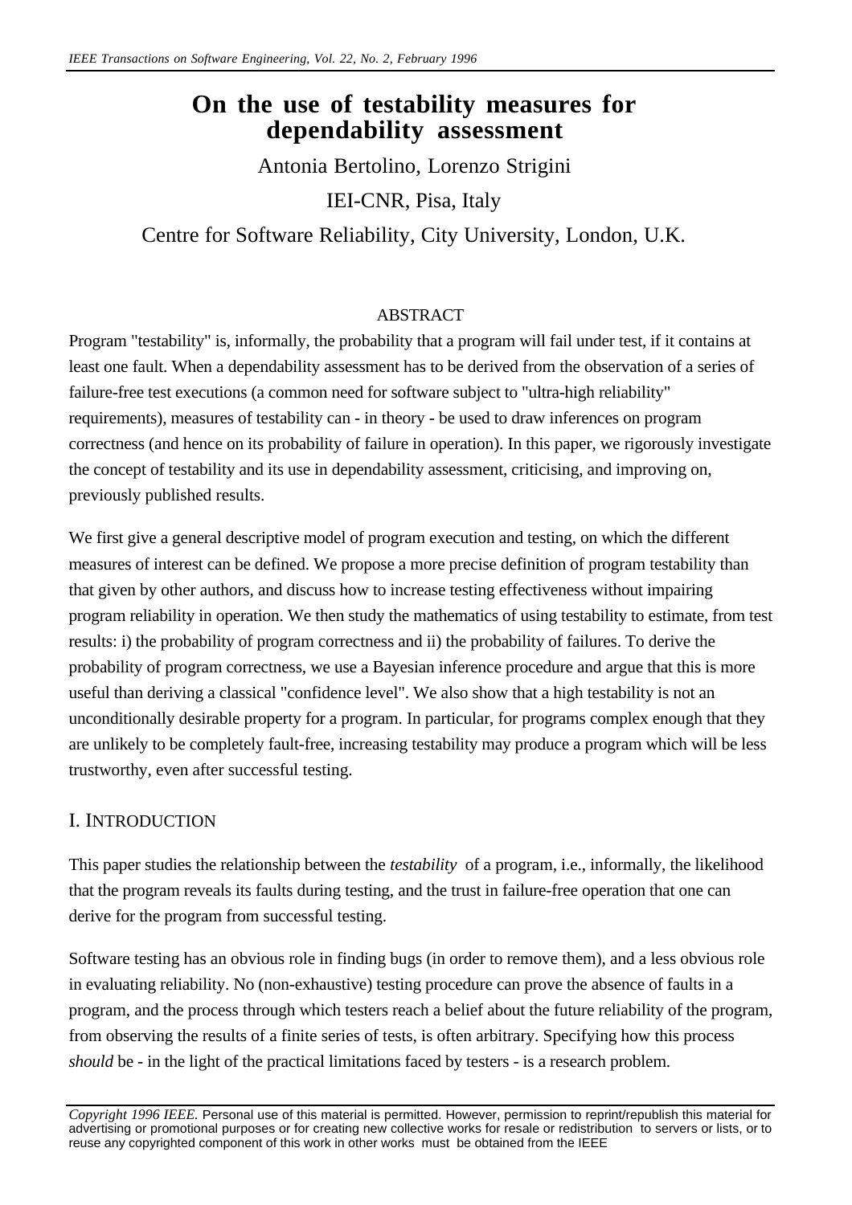# On the use of testability measures for dependability assessment

Antonia Bertolino, Lorenzo Strigini

IEI-CNR, Pisa, Italy

Centre for Software Reliability, City University, London, U.K.

## ABSTRACT

Program "testability" is, informally, the probability that a program will fail under test, if it contains at least one fault. When a dependability assessment has to be derived from the observation of a series of failure-free test executions (a common need for software subject to "ultra-high reliability" requirements), measures of testability can - in theory - be used to draw inferences on program correctness (and hence on its probability of failure in operation). In this paper, we rigorously investigate the concept of testability and its use in dependability assessment, criticising, and improving on, previously published results.

We first give a general descriptive model of program execution and testing, on which the different measures of interest can be defined. We propose a more precise definition of program testability than that given by other authors, and discuss how to increase testing effectiveness without impairing program reliability in operation. We then study the mathematics of using testability to estimate, from test results: i) the probability of program correctness and ii) the probability of failures. To derive the probability of program correctness, we use a Bayesian inference procedure and argue that this is more useful than deriving a classical "confidence level". We also show that a high testability is not an unconditionally desirable property for a program. In particular, for programs complex enough that they are unlikely to be completely fault-free, increasing testability may produce a program which will be less trustworthy, even after successful testing.

## I. INTRODUCTION

This paper studies the relationship between the *testability* of a program, i.e., informally, the likelihood that the program reveals its faults during testing, and the trust in failure-free operation that one can derive for the program from successful testing.

Software testing has an obvious role in finding bugs (in order to remove them), and a less obvious role in evaluating reliability. No (non-exhaustive) testing procedure can prove the absence of faults in a program, and the process through which testers reach a belief about the future reliability of the program, from observing the results of a finite series of tests, is often arbitrary. Specifying how this process *should* be - in the light of the practical limitations faced by testers - is a research problem.

*Copyright 1996 IEEE.* Personal use of this material is permitted. However, permission to reprint/republish this material for advertising or promotional purposes or for creating new collective works for resale or redistribution to servers or lists, or to reuse any copyrighted component of this work in other works must be obtained from the IEEE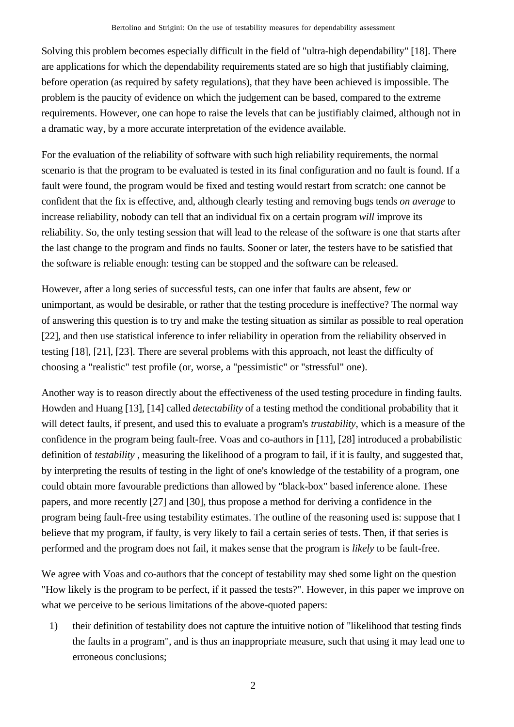Solving this problem becomes especially difficult in the field of "ultra-high dependability" [18]. There are applications for which the dependability requirements stated are so high that justifiably claiming, before operation (as required by safety regulations), that they have been achieved is impossible. The problem is the paucity of evidence on which the judgement can be based, compared to the extreme requirements. However, one can hope to raise the levels that can be justifiably claimed, although not in a dramatic way, by a more accurate interpretation of the evidence available.

For the evaluation of the reliability of software with such high reliability requirements, the normal scenario is that the program to be evaluated is tested in its final configuration and no fault is found. If a fault were found, the program would be fixed and testing would restart from scratch: one cannot be confident that the fix is effective, and, although clearly testing and removing bugs tends *on average* to increase reliability, nobody can tell that an individual fix on a certain program *will* improve its reliability. So, the only testing session that will lead to the release of the software is one that starts after the last change to the program and finds no faults. Sooner or later, the testers have to be satisfied that the software is reliable enough: testing can be stopped and the software can be released.

However, after a long series of successful tests, can one infer that faults are absent, few or unimportant, as would be desirable, or rather that the testing procedure is ineffective? The normal way of answering this question is to try and make the testing situation as similar as possible to real operation [22], and then use statistical inference to infer reliability in operation from the reliability observed in testing [18], [21], [23]. There are several problems with this approach, not least the difficulty of choosing a "realistic" test profile (or, worse, a "pessimistic" or "stressful" one).

Another way is to reason directly about the effectiveness of the used testing procedure in finding faults. Howden and Huang [13], [14] called *detectability* of a testing method the conditional probability that it will detect faults, if present, and used this to evaluate a program's *trustability*, which is a measure of the confidence in the program being fault-free. Voas and co-authors in [11], [28] introduced a probabilistic definition of *testability* , measuring the likelihood of a program to fail, if it is faulty, and suggested that, by interpreting the results of testing in the light of one's knowledge of the testability of a program, one could obtain more favourable predictions than allowed by "black-box" based inference alone. These papers, and more recently [27] and [30], thus propose a method for deriving a confidence in the program being fault-free using testability estimates. The outline of the reasoning used is: suppose that I believe that my program, if faulty, is very likely to fail a certain series of tests. Then, if that series is performed and the program does not fail, it makes sense that the program is *likely* to be fault-free.

We agree with Voas and co-authors that the concept of testability may shed some light on the question "How likely is the program to be perfect, if it passed the tests?". However, in this paper we improve on what we perceive to be serious limitations of the above-quoted papers:

1) their definition of testability does not capture the intuitive notion of "likelihood that testing finds the faults in a program", and is thus an inappropriate measure, such that using it may lead one to erroneous conclusions;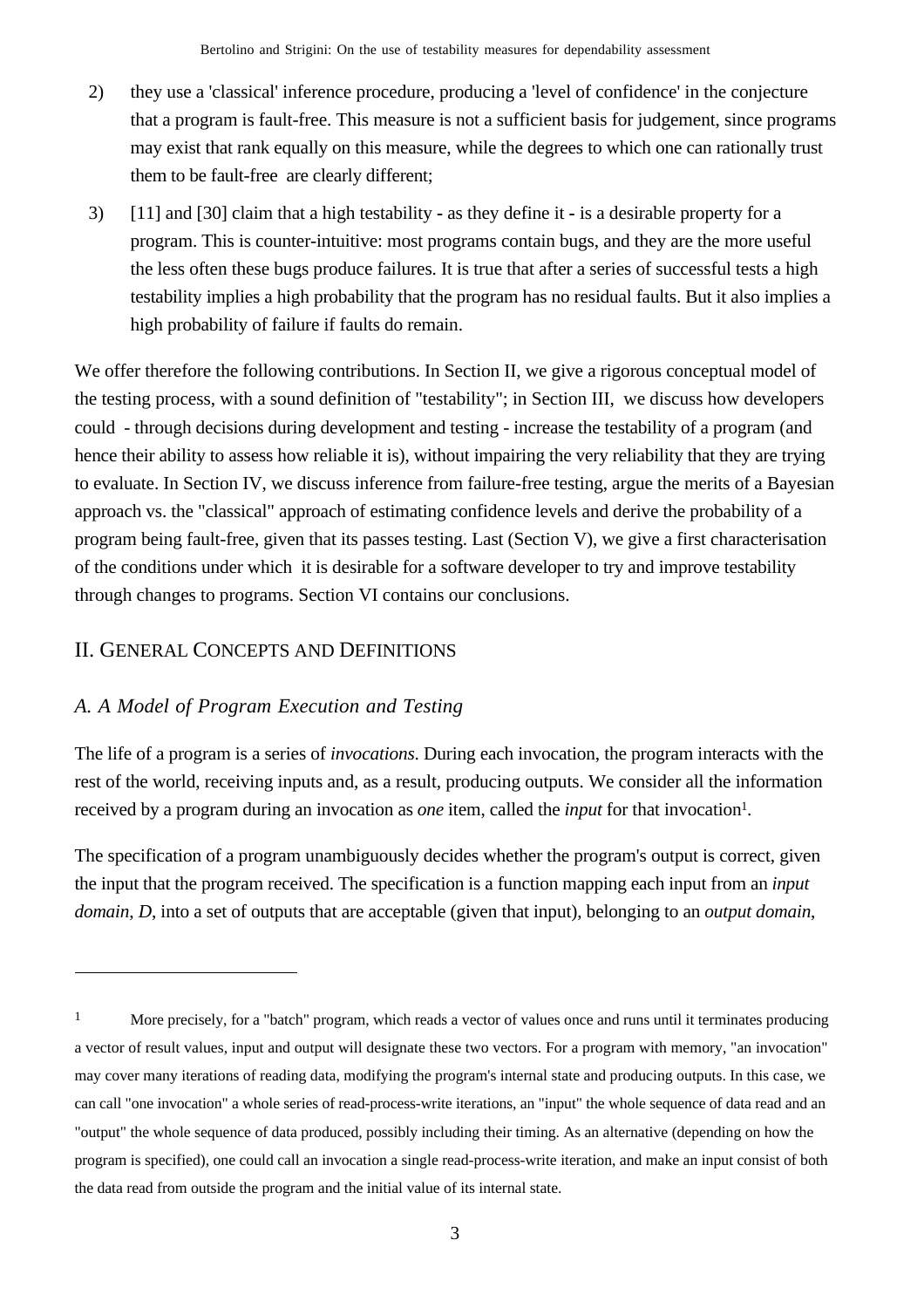2) they use a 'classical' inference procedure, producing a 'level of confidence' in the conjecture that a program is fault-free. This measure is not a sufficient basis for judgement, since programs may exist that rank equally on this measure, while the degrees to which one can rationally trust them to be fault-free are clearly different;

3) [11] and [30] claim that a high testability - as they define it - is a desirable property for a program. This is counter-intuitive: most programs contain bugs, and they are the more useful the less often these bugs produce failures. It is true that after a series of successful tests a high testability implies a high probability that the program has no residual faults. But it also implies a high probability of failure if faults do remain.

We offer therefore the following contributions. In Section II, we give a rigorous conceptual model of the testing process, with a sound definition of "testability"; in Section III, we discuss how developers could - through decisions during development and testing - increase the testability of a program (and hence their ability to assess how reliable it is), without impairing the very reliability that they are trying to evaluate. In Section IV, we discuss inference from failure-free testing, argue the merits of a Bayesian approach vs. the "classical" approach of estimating confidence levels and derive the probability of a program being fault-free, given that its passes testing. Last (Section V), we give a first characterisation of the conditions under which it is desirable for a software developer to try and improve testability through changes to programs. Section VI contains our conclusions.

## II. General Concepts and Definitions

### *A. A Model of Program Execution and Testing*

The life of a program is a series of *invocations*. During each invocation, the program interacts with the rest of the world, receiving inputs and, as a result, producing outputs. We consider all the information received by a program during an invocation as *one* item, called the *input* for that invocation[1].

The specification of a program unambiguously decides whether the program's output is correct, given the input that the program received. The specification is a function mapping each input from an *input domain*, *D*, into a set of outputs that are acceptable (given that input), belonging to an *output domain*,

---

[1] More precisely, for a "batch" program, which reads a vector of values once and runs until it terminates producing a vector of result values, input and output will designate these two vectors. For a program with memory, "an invocation" may cover many iterations of reading data, modifying the program's internal state and producing outputs. In this case, we can call "one invocation" a whole series of read-process-write iterations, an "input" the whole sequence of data read and an "output" the whole sequence of data produced, possibly including their timing. As an alternative (depending on how the program is specified), one could call an invocation a single read-process-write iteration, and make an input consist of both the data read from outside the program and the initial value of its internal state.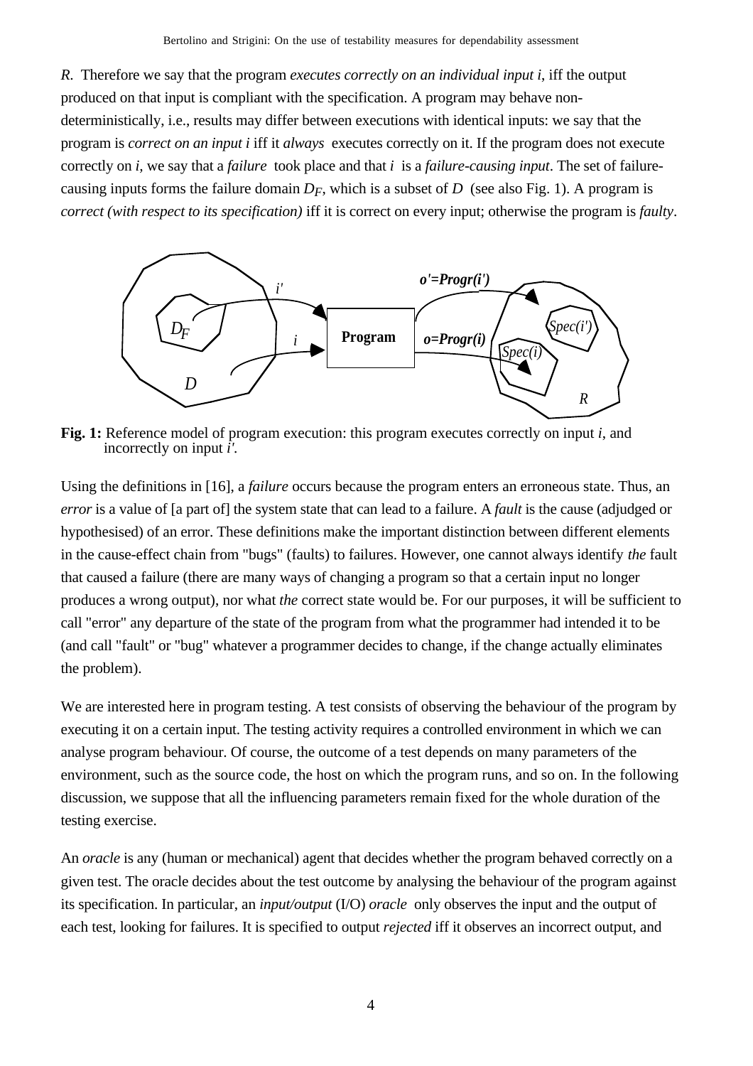$R$. Therefore we say that the program *executes correctly on an individual input i,* iff the output produced on that input is compliant with the specification. A program may behave non-deterministically, i.e., results may differ between executions with identical inputs: we say that the program is *correct on an input i* iff it *always* executes correctly on it. If the program does not execute correctly on $i$, we say that a *failure* took place and that $i$ is a *failure-causing input*. The set of failure-causing inputs forms the failure domain $D_F$, which is a subset of $D$ (see also Fig. 1). A program is *correct (with respect to its specification)* iff it is correct on every input; otherwise the program is *faulty*.

**Fig. 1:** Reference model of program execution: this program executes correctly on input $i$, and incorrectly on input $i'$.

Using the definitions in [16], a *failure* occurs because the program enters an erroneous state. Thus, an *error* is a value of [a part of] the system state that can lead to a failure. A *fault* is the cause (adjudged or hypothesised) of an error. These definitions make the important distinction between different elements in the cause-effect chain from "bugs" (faults) to failures. However, one cannot always identify *the* fault that caused a failure (there are many ways of changing a program so that a certain input no longer produces a wrong output), nor what *the* correct state would be. For our purposes, it will be sufficient to call "error" any departure of the state of the program from what the programmer had intended it to be (and call "fault" or "bug" whatever a programmer decides to change, if the change actually eliminates the problem).

We are interested here in program testing. A test consists of observing the behaviour of the program by executing it on a certain input. The testing activity requires a controlled environment in which we can analyse program behaviour. Of course, the outcome of a test depends on many parameters of the environment, such as the source code, the host on which the program runs, and so on. In the following discussion, we suppose that all the influencing parameters remain fixed for the whole duration of the testing exercise.

An *oracle* is any (human or mechanical) agent that decides whether the program behaved correctly on a given test. The oracle decides about the test outcome by analysing the behaviour of the program against its specification. In particular, an *input/output* (I/O) *oracle* only observes the input and the output of each test, looking for failures. It is specified to output *rejected* iff it observes an incorrect output, and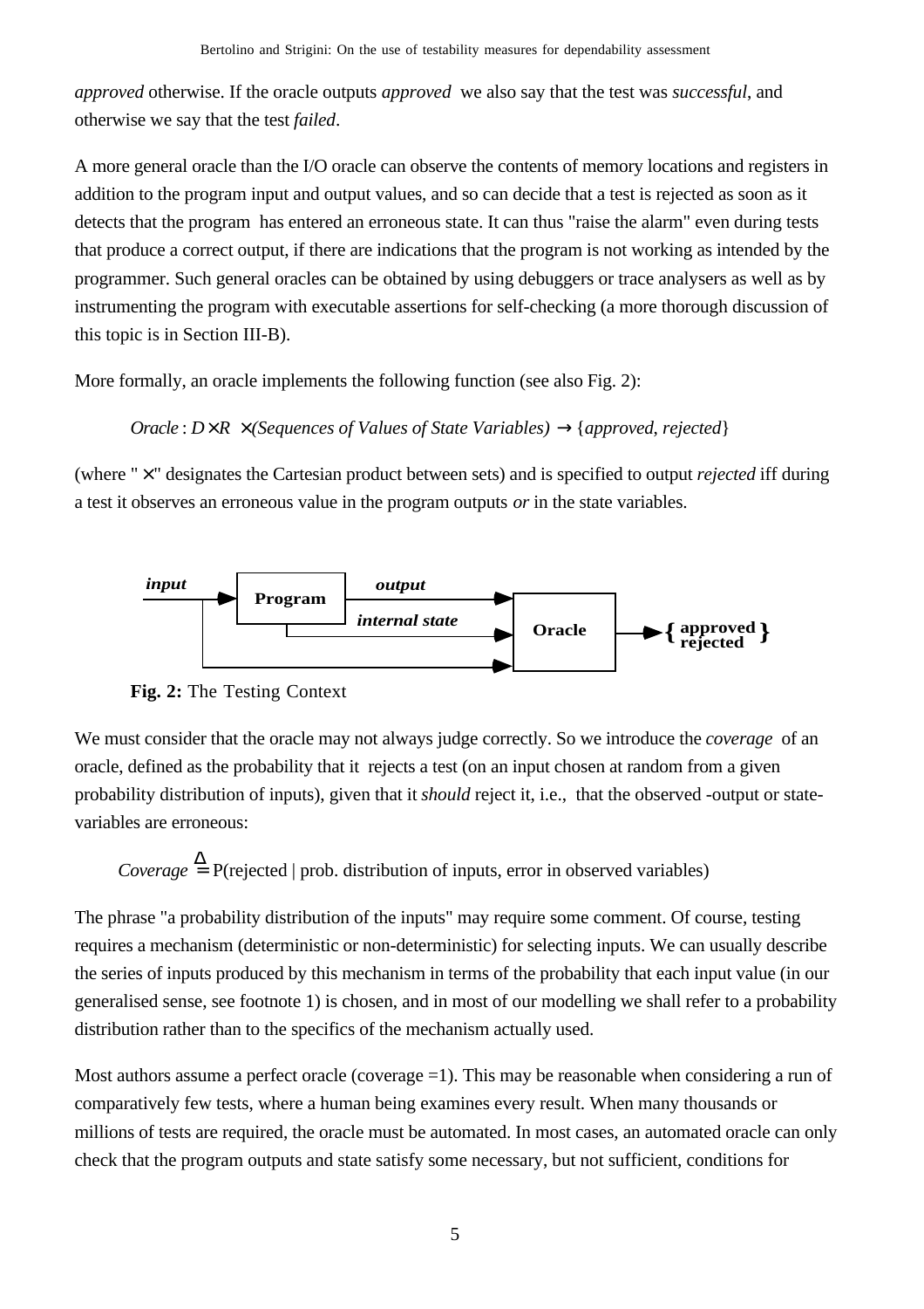*approved* otherwise. If the oracle outputs *approved* we also say that the test was *successful*, and otherwise we say that the test *failed*.

A more general oracle than the I/O oracle can observe the contents of memory locations and registers in addition to the program input and output values, and so can decide that a test is rejected as soon as it detects that the program has entered an erroneous state. It can thus "raise the alarm" even during tests that produce a correct output, if there are indications that the program is not working as intended by the programmer. Such general oracles can be obtained by using debuggers or trace analysers as well as by instrumenting the program with executable assertions for self-checking (a more thorough discussion of this topic is in Section III-B).

More formally, an oracle implements the following function (see also Fig. 2):

$$Oracle : D \times R \times \textit{(Sequences of Values of State Variables)} \rightarrow \{approved, rejected\}$$

(where "$\times$" designates the Cartesian product between sets) and is specified to output *rejected* iff during a test it observes an erroneous value in the program outputs *or* in the state variables.

**Fig. 2:** The Testing Context

We must consider that the oracle may not always judge correctly. So we introduce the *coverage* of an oracle, defined as the probability that it rejects a test (on an input chosen at random from a given probability distribution of inputs), given that it *should* reject it, i.e., that the observed -output or state-variables are erroneous:

$$Coverage \stackrel{\Delta}{=} \text{P(rejected | prob. distribution of inputs, error in observed variables)}$$

The phrase "a probability distribution of the inputs" may require some comment. Of course, testing requires a mechanism (deterministic or non-deterministic) for selecting inputs. We can usually describe the series of inputs produced by this mechanism in terms of the probability that each input value (in our generalised sense, see footnote 1) is chosen, and in most of our modelling we shall refer to a probability distribution rather than to the specifics of the mechanism actually used.

Most authors assume a perfect oracle (coverage =1). This may be reasonable when considering a run of comparatively few tests, where a human being examines every result. When many thousands or millions of tests are required, the oracle must be automated. In most cases, an automated oracle can only check that the program outputs and state satisfy some necessary, but not sufficient, conditions for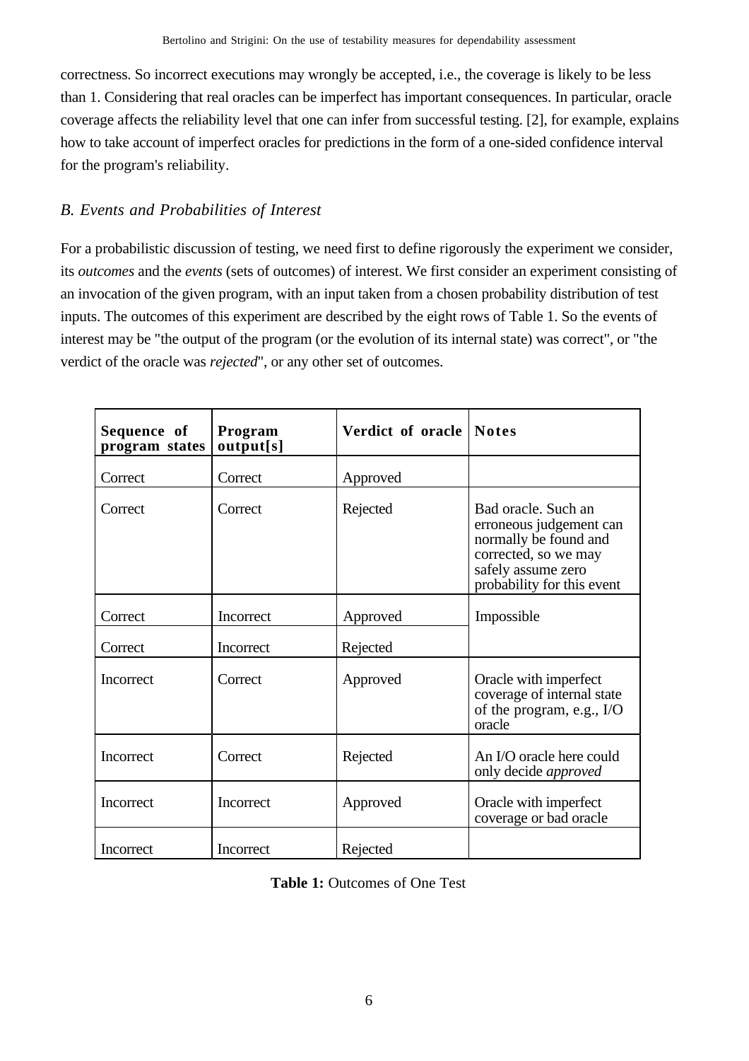correctness. So incorrect executions may wrongly be accepted, i.e., the coverage is likely to be less than 1. Considering that real oracles can be imperfect has important consequences. In particular, oracle coverage affects the reliability level that one can infer from successful testing. [2], for example, explains how to take account of imperfect oracles for predictions in the form of a one-sided confidence interval for the program's reliability.

### *B. Events and Probabilities of Interest*

For a probabilistic discussion of testing, we need first to define rigorously the experiment we consider, its *outcomes* and the *events* (sets of outcomes) of interest. We first consider an experiment consisting of an invocation of the given program, with an input taken from a chosen probability distribution of test inputs. The outcomes of this experiment are described by the eight rows of Table 1. So the events of interest may be "the output of the program (or the evolution of its internal state) was correct", or "the verdict of the oracle was *rejected*", or any other set of outcomes.

| **Sequence of program states** | **Program output[s]** | **Verdict of oracle** | **Notes** |
|---|---|---|---|
| Correct | Correct | Approved | |
| Correct | Correct | Rejected | Bad oracle. Such an erroneous judgement can normally be found and corrected, so we may safely assume zero probability for this event |
| Correct | Incorrect | Approved | Impossible |
| Correct | Incorrect | Rejected | |
| Incorrect | Correct | Approved | Oracle with imperfect coverage of internal state of the program, e.g., I/O oracle |
| Incorrect | Correct | Rejected | An I/O oracle here could only decide *approved* |
| Incorrect | Incorrect | Approved | Oracle with imperfect coverage or bad oracle |
| Incorrect | Incorrect | Rejected | |

**Table 1:** Outcomes of One Test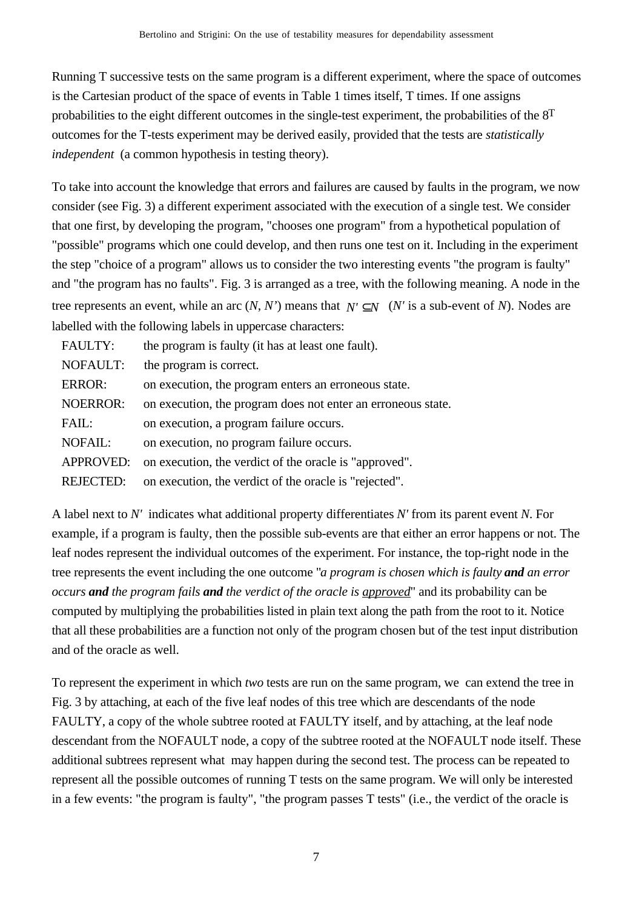Running T successive tests on the same program is a different experiment, where the space of outcomes is the Cartesian product of the space of events in Table 1 times itself, T times. If one assigns probabilities to the eight different outcomes in the single-test experiment, the probabilities of the $8^T$ outcomes for the T-tests experiment may be derived easily, provided that the tests are *statistically independent* (a common hypothesis in testing theory).

To take into account the knowledge that errors and failures are caused by faults in the program, we now consider (see Fig. 3) a different experiment associated with the execution of a single test. We consider that one first, by developing the program, "chooses one program" from a hypothetical population of "possible" programs which one could develop, and then runs one test on it. Including in the experiment the step "choice of a program" allows us to consider the two interesting events "the program is faulty" and "the program has no faults". Fig. 3 is arranged as a tree, with the following meaning. A node in the tree represents an event, while an arc (*N*, *N'*) means that $N' \subseteq N$ (*N'* is a sub-event of *N*). Nodes are labelled with the following labels in uppercase characters:

| | |
|---|---|
| FAULTY: | the program is faulty (it has at least one fault). |
| NOFAULT: | the program is correct. |
| ERROR: | on execution, the program enters an erroneous state. |
| NOERROR: | on execution, the program does not enter an erroneous state. |
| FAIL: | on execution, a program failure occurs. |
| NOFAIL: | on execution, no program failure occurs. |
| APPROVED: | on execution, the verdict of the oracle is "approved". |
| REJECTED: | on execution, the verdict of the oracle is "rejected". |

A label next to *N'* indicates what additional property differentiates *N'* from its parent event *N*. For example, if a program is faulty, then the possible sub-events are that either an error happens or not. The leaf nodes represent the individual outcomes of the experiment. For instance, the top-right node in the tree represents the event including the one outcome "*a program is chosen which is faulty* ***and*** *an error occurs* ***and*** *the program fails* ***and*** *the verdict of the oracle is approved*" and its probability can be computed by multiplying the probabilities listed in plain text along the path from the root to it. Notice that all these probabilities are a function not only of the program chosen but of the test input distribution and of the oracle as well.

To represent the experiment in which *two* tests are run on the same program, we can extend the tree in Fig. 3 by attaching, at each of the five leaf nodes of this tree which are descendants of the node FAULTY, a copy of the whole subtree rooted at FAULTY itself, and by attaching, at the leaf node descendant from the NOFAULT node, a copy of the subtree rooted at the NOFAULT node itself. These additional subtrees represent what may happen during the second test. The process can be repeated to represent all the possible outcomes of running T tests on the same program. We will only be interested in a few events: "the program is faulty", "the program passes T tests" (i.e., the verdict of the oracle is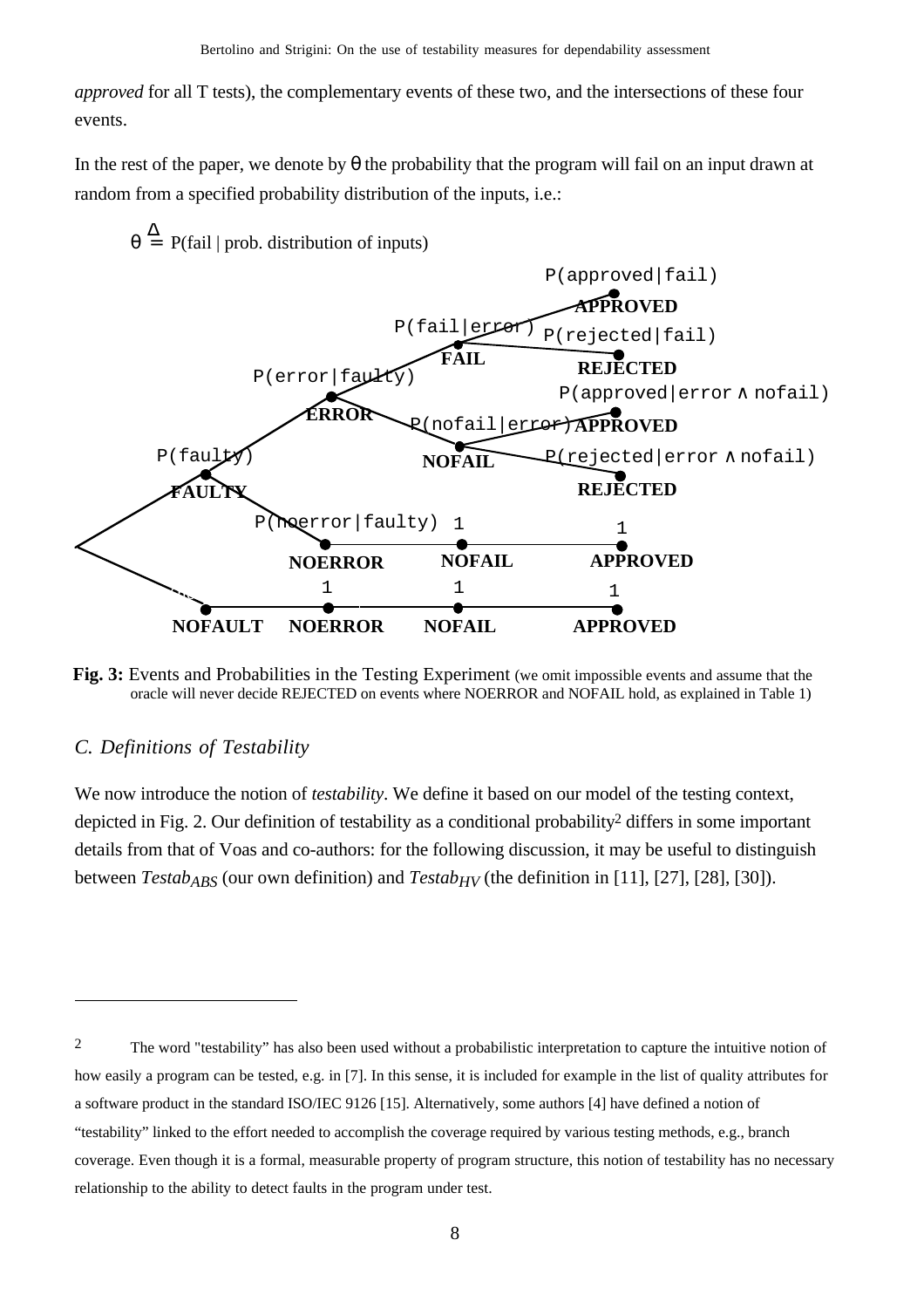*approved* for all T tests), the complementary events of these two, and the intersections of these four events.

In the rest of the paper, we denote by θ the probability that the program will fail on an input drawn at random from a specified probability distribution of the inputs, i.e.:

$$\theta \overset{\Delta}{=} P(\text{fail} \mid \text{prob. distribution of inputs})$$

**Fig. 3:** Events and Probabilities in the Testing Experiment (we omit impossible events and assume that the oracle will never decide REJECTED on events where NOERROR and NOFAIL hold, as explained in Table 1)

## *C. Definitions of Testability*

We now introduce the notion of *testability*. We define it based on our model of the testing context, depicted in Fig. 2. Our definition of testability as a conditional probability[2] differs in some important details from that of Voas and co-authors: for the following discussion, it may be useful to distinguish between $Testab_{ABS}$ (our own definition) and $Testab_{HV}$ (the definition in [11], [27], [28], [30]).

---

[2] The word "testability" has also been used without a probabilistic interpretation to capture the intuitive notion of how easily a program can be tested, e.g. in [7]. In this sense, it is included for example in the list of quality attributes for a software product in the standard ISO/IEC 9126 [15]. Alternatively, some authors [4] have defined a notion of "testability" linked to the effort needed to accomplish the coverage required by various testing methods, e.g., branch coverage. Even though it is a formal, measurable property of program structure, this notion of testability has no necessary relationship to the ability to detect faults in the program under test.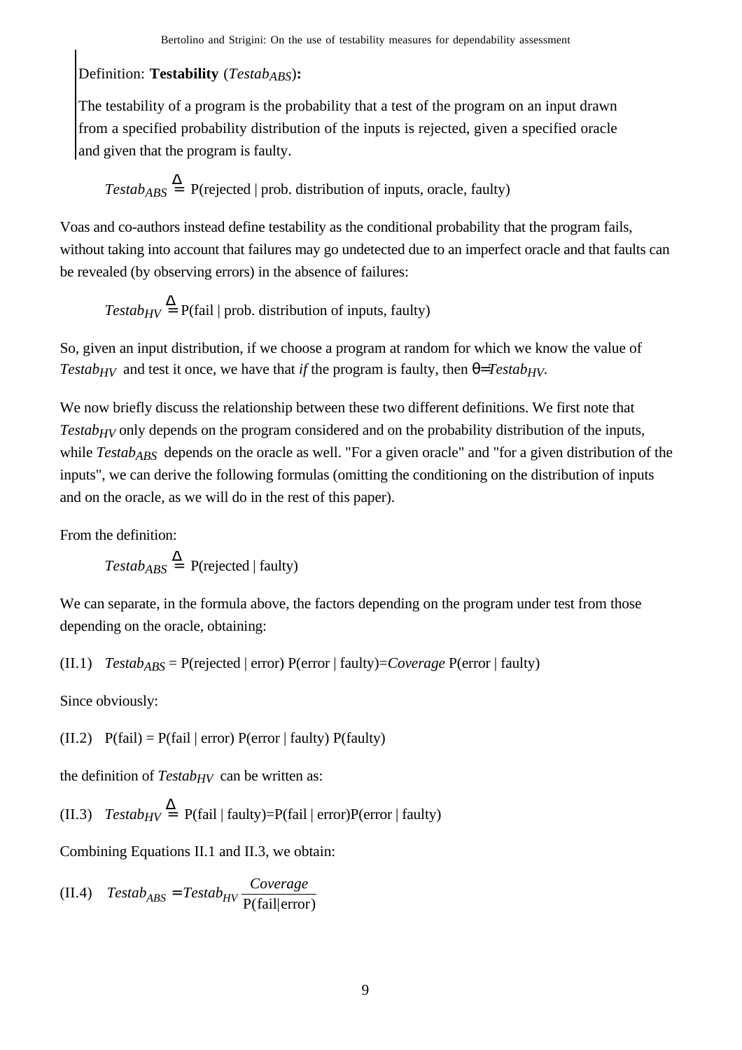Definition: **Testability** ($Testab_{ABS}$)**:**

The testability of a program is the probability that a test of the program on an input drawn from a specified probability distribution of the inputs is rejected, given a specified oracle and given that the program is faulty.

$$Testab_{ABS} \overset{\Delta}{=} \text{P(rejected | prob. distribution of inputs, oracle, faulty)}$$

Voas and co-authors instead define testability as the conditional probability that the program fails, without taking into account that failures may go undetected due to an imperfect oracle and that faults can be revealed (by observing errors) in the absence of failures:

$$Testab_{HV} \overset{\Delta}{=} \text{P(fail | prob. distribution of inputs, faulty)}$$

So, given an input distribution, if we choose a program at random for which we know the value of $Testab_{HV}$ and test it once, we have that *if* the program is faulty, then $\theta = Testab_{HV}$.

We now briefly discuss the relationship between these two different definitions. We first note that $Testab_{HV}$ only depends on the program considered and on the probability distribution of the inputs, while $Testab_{ABS}$ depends on the oracle as well. "For a given oracle" and "for a given distribution of the inputs", we can derive the following formulas (omitting the conditioning on the distribution of inputs and on the oracle, as we will do in the rest of this paper).

From the definition:

$$Testab_{ABS} \overset{\Delta}{=} \text{P(rejected | faulty)}$$

We can separate, in the formula above, the factors depending on the program under test from those depending on the oracle, obtaining:

(II.1) $Testab_{ABS} = \text{P(rejected | error) P(error | faulty)} = Coverage \text{ P(error | faulty)}$

Since obviously:

(II.2) $\text{P(fail)} = \text{P(fail | error) P(error | faulty) P(faulty)}$

the definition of $Testab_{HV}$ can be written as:

(II.3) $Testab_{HV} \overset{\Delta}{=} \text{P(fail | faulty)} = \text{P(fail | error)P(error | faulty)}$

Combining Equations II.1 and II.3, we obtain:

(II.4) $Testab_{ABS} = Testab_{HV} \dfrac{Coverage}{\text{P(fail|error)}}$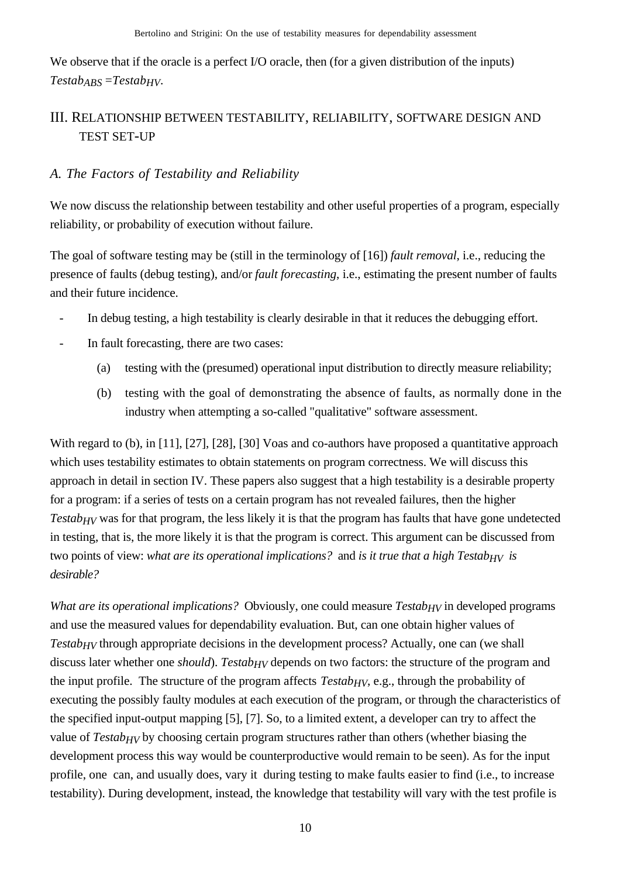We observe that if the oracle is a perfect I/O oracle, then (for a given distribution of the inputs) $Testab_{ABS} = Testab_{HV}$.

## III. Relationship between testability, reliability, software design and test set-up

### A. The Factors of Testability and Reliability

We now discuss the relationship between testability and other useful properties of a program, especially reliability, or probability of execution without failure.

The goal of software testing may be (still in the terminology of [16]) *fault removal*, i.e., reducing the presence of faults (debug testing), and/or *fault forecasting*, i.e., estimating the present number of faults and their future incidence.

- In debug testing, a high testability is clearly desirable in that it reduces the debugging effort.
- In fault forecasting, there are two cases:
    - (a) testing with the (presumed) operational input distribution to directly measure reliability;
    - (b) testing with the goal of demonstrating the absence of faults, as normally done in the industry when attempting a so-called "qualitative" software assessment.

With regard to (b), in [11], [27], [28], [30] Voas and co-authors have proposed a quantitative approach which uses testability estimates to obtain statements on program correctness. We will discuss this approach in detail in section IV. These papers also suggest that a high testability is a desirable property for a program: if a series of tests on a certain program has not revealed failures, then the higher $Testab_{HV}$ was for that program, the less likely it is that the program has faults that have gone undetected in testing, that is, the more likely it is that the program is correct. This argument can be discussed from two points of view: *what are its operational implications?* and *is it true that a high $Testab_{HV}$ is desirable?*

*What are its operational implications?* Obviously, one could measure $Testab_{HV}$ in developed programs and use the measured values for dependability evaluation. But, can one obtain higher values of $Testab_{HV}$ through appropriate decisions in the development process? Actually, one can (we shall discuss later whether one *should*). $Testab_{HV}$ depends on two factors: the structure of the program and the input profile. The structure of the program affects $Testab_{HV}$, e.g., through the probability of executing the possibly faulty modules at each execution of the program, or through the characteristics of the specified input-output mapping [5], [7]. So, to a limited extent, a developer can try to affect the value of $Testab_{HV}$ by choosing certain program structures rather than others (whether biasing the development process this way would be counterproductive would remain to be seen). As for the input profile, one can, and usually does, vary it during testing to make faults easier to find (i.e., to increase testability). During development, instead, the knowledge that testability will vary with the test profile is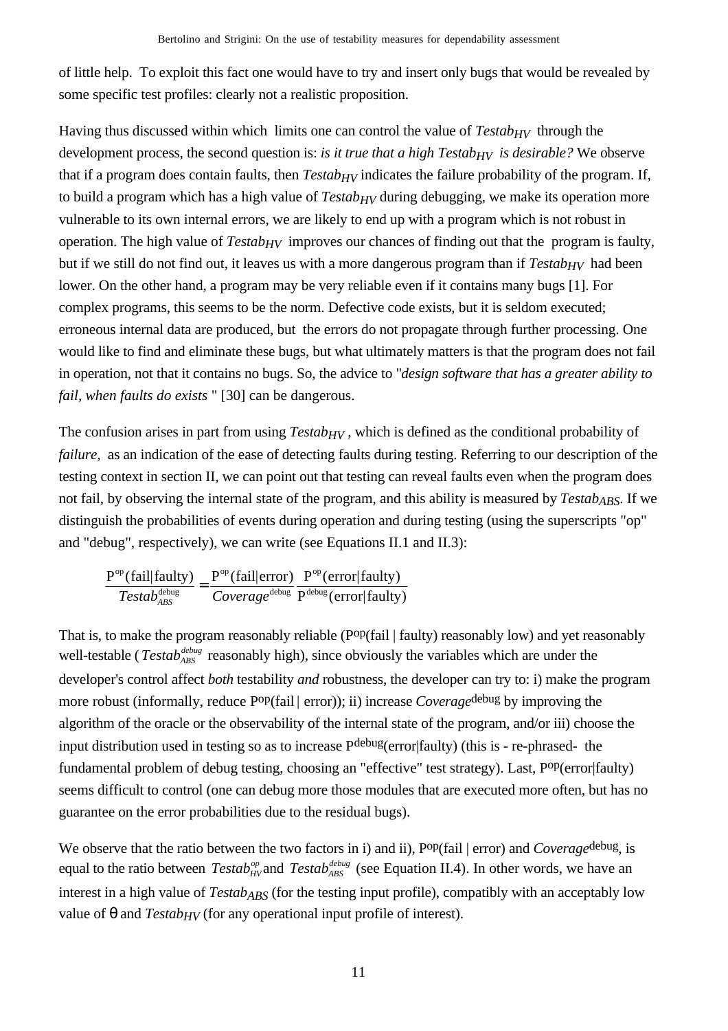of little help. To exploit this fact one would have to try and insert only bugs that would be revealed by some specific test profiles: clearly not a realistic proposition.

Having thus discussed within which limits one can control the value of $Testab_{HV}$ through the development process, the second question is: *is it true that a high $Testab_{HV}$ is desirable?* We observe that if a program does contain faults, then $Testab_{HV}$ indicates the failure probability of the program. If, to build a program which has a high value of $Testab_{HV}$ during debugging, we make its operation more vulnerable to its own internal errors, we are likely to end up with a program which is not robust in operation. The high value of $Testab_{HV}$ improves our chances of finding out that the program is faulty, but if we still do not find out, it leaves us with a more dangerous program than if $Testab_{HV}$ had been lower. On the other hand, a program may be very reliable even if it contains many bugs [1]. For complex programs, this seems to be the norm. Defective code exists, but it is seldom executed; erroneous internal data are produced, but the errors do not propagate through further processing. One would like to find and eliminate these bugs, but what ultimately matters is that the program does not fail in operation, not that it contains no bugs. So, the advice to "*design software that has a greater ability to fail, when faults do exists* " [30] can be dangerous.

The confusion arises in part from using $Testab_{HV}$, which is defined as the conditional probability of *failure,* as an indication of the ease of detecting faults during testing. Referring to our description of the testing context in section II, we can point out that testing can reveal faults even when the program does not fail, by observing the internal state of the program, and this ability is measured by $Testab_{ABS}$. If we distinguish the probabilities of events during operation and during testing (using the superscripts "op" and "debug", respectively), we can write (see Equations II.1 and II.3):

$$\frac{P^{op}(\text{fail}|\text{faulty})}{Testab_{ABS}^{\text{debug}}} = \frac{P^{op}(\text{fail}|\text{error})}{Coverage^{\text{debug}}} \frac{P^{op}(\text{error}|\text{faulty})}{P^{\text{debug}}(\text{error}|\text{faulty})}$$

That is, to make the program reasonably reliable ($P^{op}$(fail | faulty) reasonably low) and yet reasonably well-testable ($Testab_{ABS}^{debug}$ reasonably high), since obviously the variables which are under the developer's control affect *both* testability *and* robustness, the developer can try to: i) make the program more robust (informally, reduce $P^{op}$(fail | error)); ii) increase $Coverage^{debug}$ by improving the algorithm of the oracle or the observability of the internal state of the program, and/or iii) choose the input distribution used in testing so as to increase $P^{debug}$(error|faulty) (this is - re-phrased- the fundamental problem of debug testing, choosing an "effective" test strategy). Last, $P^{op}$(error|faulty) seems difficult to control (one can debug more those modules that are executed more often, but has no guarantee on the error probabilities due to the residual bugs).

We observe that the ratio between the two factors in i) and ii), $P^{op}$(fail | error) and $Coverage^{debug}$, is equal to the ratio between $Testab_{HV}^{op}$ and $Testab_{ABS}^{debug}$ (see Equation II.4). In other words, we have an interest in a high value of $Testab_{ABS}$ (for the testing input profile), compatibly with an acceptably low value of $\theta$ and $Testab_{HV}$ (for any operational input profile of interest).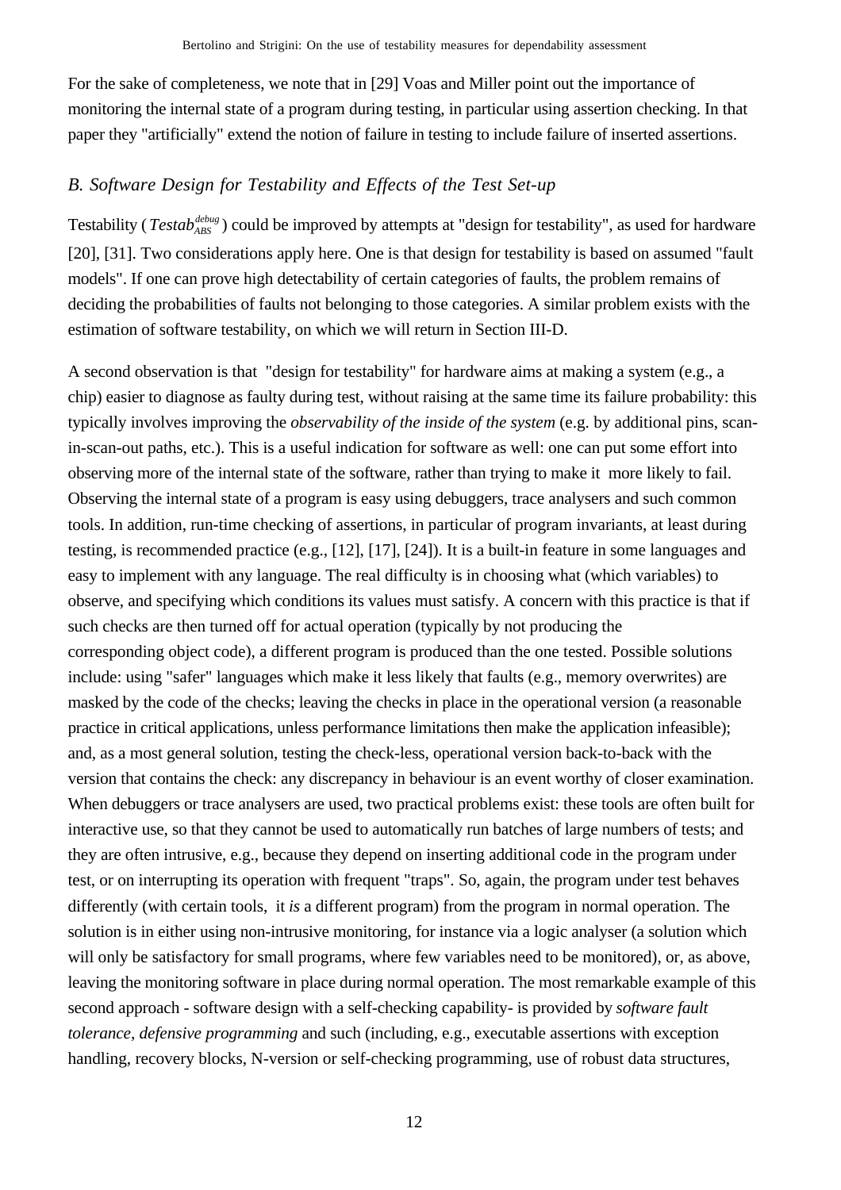For the sake of completeness, we note that in [29] Voas and Miller point out the importance of monitoring the internal state of a program during testing, in particular using assertion checking. In that paper they "artificially" extend the notion of failure in testing to include failure of inserted assertions.

## *B. Software Design for Testability and Effects of the Test Set-up*

Testability ( $Testab_{ABS}^{debug}$ ) could be improved by attempts at "design for testability", as used for hardware [20], [31]. Two considerations apply here. One is that design for testability is based on assumed "fault models". If one can prove high detectability of certain categories of faults, the problem remains of deciding the probabilities of faults not belonging to those categories. A similar problem exists with the estimation of software testability, on which we will return in Section III-D.

A second observation is that "design for testability" for hardware aims at making a system (e.g., a chip) easier to diagnose as faulty during test, without raising at the same time its failure probability: this typically involves improving the *observability of the inside of the system* (e.g. by additional pins, scan-in-scan-out paths, etc.). This is a useful indication for software as well: one can put some effort into observing more of the internal state of the software, rather than trying to make it more likely to fail. Observing the internal state of a program is easy using debuggers, trace analysers and such common tools. In addition, run-time checking of assertions, in particular of program invariants, at least during testing, is recommended practice (e.g., [12], [17], [24]). It is a built-in feature in some languages and easy to implement with any language. The real difficulty is in choosing what (which variables) to observe, and specifying which conditions its values must satisfy. A concern with this practice is that if such checks are then turned off for actual operation (typically by not producing the corresponding object code), a different program is produced than the one tested. Possible solutions include: using "safer" languages which make it less likely that faults (e.g., memory overwrites) are masked by the code of the checks; leaving the checks in place in the operational version (a reasonable practice in critical applications, unless performance limitations then make the application infeasible); and, as a most general solution, testing the check-less, operational version back-to-back with the version that contains the check: any discrepancy in behaviour is an event worthy of closer examination. When debuggers or trace analysers are used, two practical problems exist: these tools are often built for interactive use, so that they cannot be used to automatically run batches of large numbers of tests; and they are often intrusive, e.g., because they depend on inserting additional code in the program under test, or on interrupting its operation with frequent "traps". So, again, the program under test behaves differently (with certain tools, it *is* a different program) from the program in normal operation. The solution is in either using non-intrusive monitoring, for instance via a logic analyser (a solution which will only be satisfactory for small programs, where few variables need to be monitored), or, as above, leaving the monitoring software in place during normal operation. The most remarkable example of this second approach - software design with a self-checking capability- is provided by *software fault tolerance*, *defensive programming* and such (including, e.g., executable assertions with exception handling, recovery blocks, N-version or self-checking programming, use of robust data structures,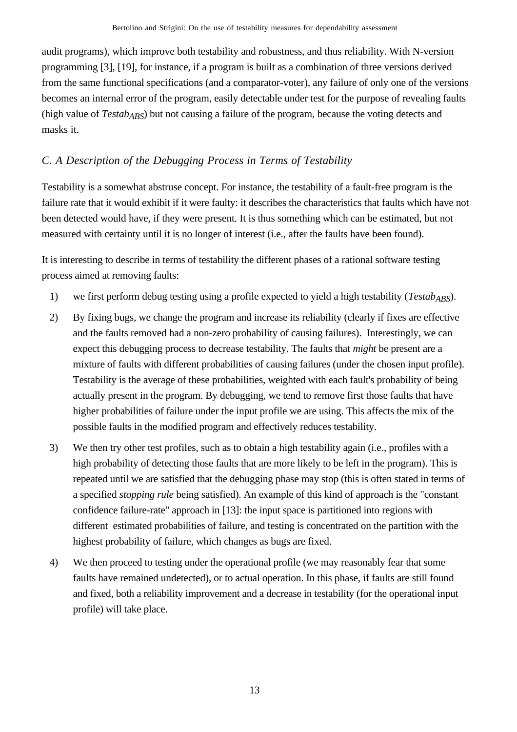audit programs), which improve both testability and robustness, and thus reliability. With N-version programming [3], [19], for instance, if a program is built as a combination of three versions derived from the same functional specifications (and a comparator-voter), any failure of only one of the versions becomes an internal error of the program, easily detectable under test for the purpose of revealing faults (high value of $Testab_{ABS}$) but not causing a failure of the program, because the voting detects and masks it.

### *C. A Description of the Debugging Process in Terms of Testability*

Testability is a somewhat abstruse concept. For instance, the testability of a fault-free program is the failure rate that it would exhibit if it were faulty: it describes the characteristics that faults which have not been detected would have, if they were present. It is thus something which can be estimated, but not measured with certainty until it is no longer of interest (i.e., after the faults have been found).

It is interesting to describe in terms of testability the different phases of a rational software testing process aimed at removing faults:

1) we first perform debug testing using a profile expected to yield a high testability ($Testab_{ABS}$).

2) By fixing bugs, we change the program and increase its reliability (clearly if fixes are effective and the faults removed had a non-zero probability of causing failures). Interestingly, we can expect this debugging process to decrease testability. The faults that *might* be present are a mixture of faults with different probabilities of causing failures (under the chosen input profile). Testability is the average of these probabilities, weighted with each fault's probability of being actually present in the program. By debugging, we tend to remove first those faults that have higher probabilities of failure under the input profile we are using. This affects the mix of the possible faults in the modified program and effectively reduces testability.

3) We then try other test profiles, such as to obtain a high testability again (i.e., profiles with a high probability of detecting those faults that are more likely to be left in the program). This is repeated until we are satisfied that the debugging phase may stop (this is often stated in terms of a specified *stopping rule* being satisfied). An example of this kind of approach is the "constant confidence failure-rate" approach in [13]: the input space is partitioned into regions with different estimated probabilities of failure, and testing is concentrated on the partition with the highest probability of failure, which changes as bugs are fixed.

4) We then proceed to testing under the operational profile (we may reasonably fear that some faults have remained undetected), or to actual operation. In this phase, if faults are still found and fixed, both a reliability improvement and a decrease in testability (for the operational input profile) will take place.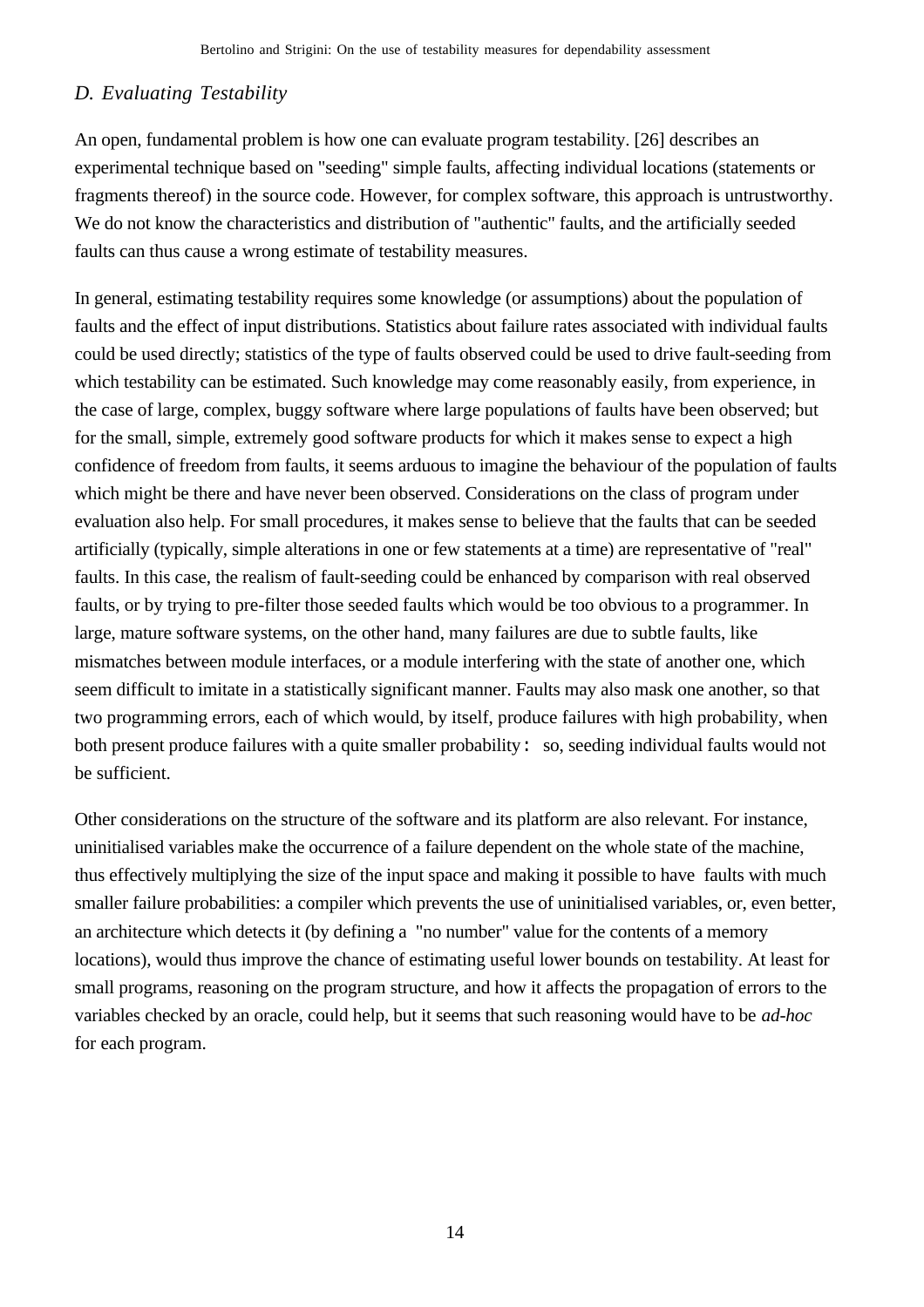### *D. Evaluating Testability*

An open, fundamental problem is how one can evaluate program testability. [26] describes an experimental technique based on "seeding" simple faults, affecting individual locations (statements or fragments thereof) in the source code. However, for complex software, this approach is untrustworthy. We do not know the characteristics and distribution of "authentic" faults, and the artificially seeded faults can thus cause a wrong estimate of testability measures.

In general, estimating testability requires some knowledge (or assumptions) about the population of faults and the effect of input distributions. Statistics about failure rates associated with individual faults could be used directly; statistics of the type of faults observed could be used to drive fault-seeding from which testability can be estimated. Such knowledge may come reasonably easily, from experience, in the case of large, complex, buggy software where large populations of faults have been observed; but for the small, simple, extremely good software products for which it makes sense to expect a high confidence of freedom from faults, it seems arduous to imagine the behaviour of the population of faults which might be there and have never been observed. Considerations on the class of program under evaluation also help. For small procedures, it makes sense to believe that the faults that can be seeded artificially (typically, simple alterations in one or few statements at a time) are representative of "real" faults. In this case, the realism of fault-seeding could be enhanced by comparison with real observed faults, or by trying to pre-filter those seeded faults which would be too obvious to a programmer. In large, mature software systems, on the other hand, many failures are due to subtle faults, like mismatches between module interfaces, or a module interfering with the state of another one, which seem difficult to imitate in a statistically significant manner. Faults may also mask one another, so that two programming errors, each of which would, by itself, produce failures with high probability, when both present produce failures with a quite smaller probability： so, seeding individual faults would not be sufficient.

Other considerations on the structure of the software and its platform are also relevant. For instance, uninitialised variables make the occurrence of a failure dependent on the whole state of the machine, thus effectively multiplying the size of the input space and making it possible to have faults with much smaller failure probabilities: a compiler which prevents the use of uninitialised variables, or, even better, an architecture which detects it (by defining a "no number" value for the contents of a memory locations), would thus improve the chance of estimating useful lower bounds on testability. At least for small programs, reasoning on the program structure, and how it affects the propagation of errors to the variables checked by an oracle, could help, but it seems that such reasoning would have to be *ad-hoc* for each program.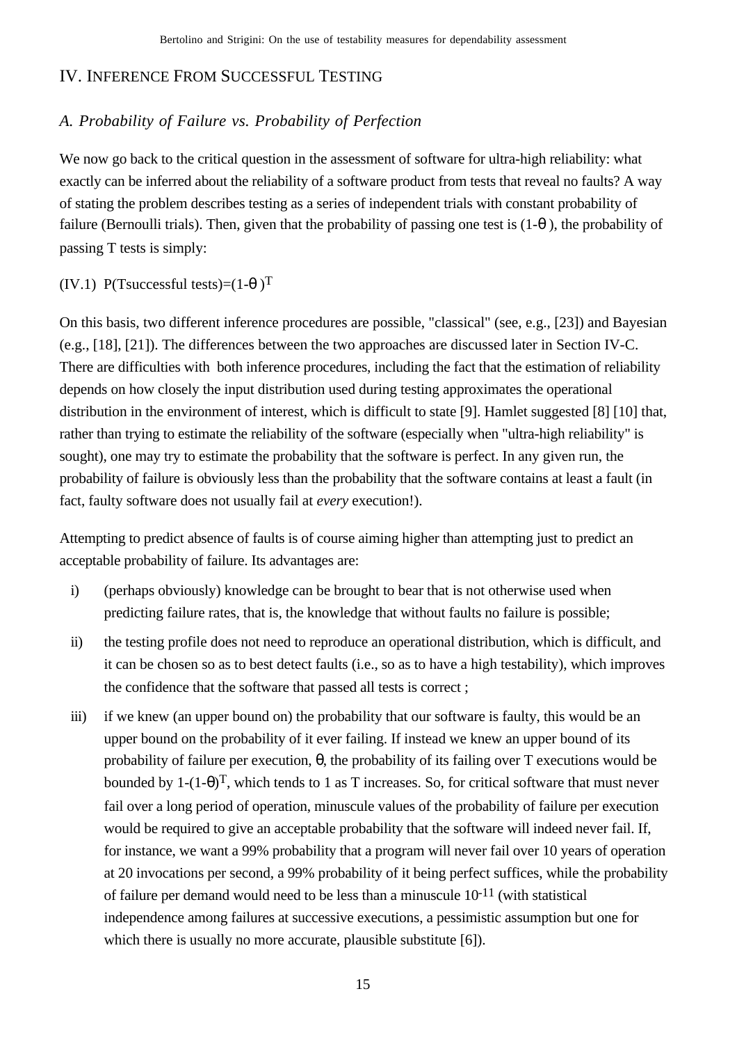## IV. Inference From Successful Testing

### *A. Probability of Failure vs. Probability of Perfection*

We now go back to the critical question in the assessment of software for ultra-high reliability: what exactly can be inferred about the reliability of a software product from tests that reveal no faults? A way of stating the problem describes testing as a series of independent trials with constant probability of failure (Bernoulli trials). Then, given that the probability of passing one test is $(1-\theta)$, the probability of passing T tests is simply:

(IV.1) $P(T \text{successful tests})=(1-\theta)^T$

On this basis, two different inference procedures are possible, "classical" (see, e.g., [23]) and Bayesian (e.g., [18], [21]). The differences between the two approaches are discussed later in Section IV-C. There are difficulties with both inference procedures, including the fact that the estimation of reliability depends on how closely the input distribution used during testing approximates the operational distribution in the environment of interest, which is difficult to state [9]. Hamlet suggested [8] [10] that, rather than trying to estimate the reliability of the software (especially when "ultra-high reliability" is sought), one may try to estimate the probability that the software is perfect. In any given run, the probability of failure is obviously less than the probability that the software contains at least a fault (in fact, faulty software does not usually fail at *every* execution!).

Attempting to predict absence of faults is of course aiming higher than attempting just to predict an acceptable probability of failure. Its advantages are:

i) (perhaps obviously) knowledge can be brought to bear that is not otherwise used when predicting failure rates, that is, the knowledge that without faults no failure is possible;

ii) the testing profile does not need to reproduce an operational distribution, which is difficult, and it can be chosen so as to best detect faults (i.e., so as to have a high testability), which improves the confidence that the software that passed all tests is correct ;

iii) if we knew (an upper bound on) the probability that our software is faulty, this would be an upper bound on the probability of it ever failing. If instead we knew an upper bound of its probability of failure per execution, $\theta$, the probability of its failing over T executions would be bounded by $1-(1-\theta)^T$, which tends to 1 as T increases. So, for critical software that must never fail over a long period of operation, minuscule values of the probability of failure per execution would be required to give an acceptable probability that the software will indeed never fail. If, for instance, we want a 99% probability that a program will never fail over 10 years of operation at 20 invocations per second, a 99% probability of it being perfect suffices, while the probability of failure per demand would need to be less than a minuscule $10^{-11}$ (with statistical independence among failures at successive executions, a pessimistic assumption but one for which there is usually no more accurate, plausible substitute [6]).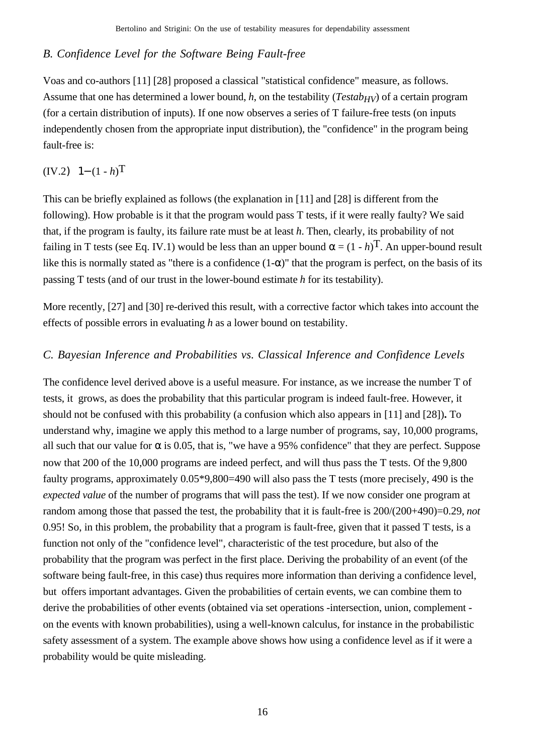### *B. Confidence Level for the Software Being Fault-free*

Voas and co-authors [11] [28] proposed a classical "statistical confidence" measure, as follows. Assume that one has determined a lower bound, *h*, on the testability ($Testab_{HV}$) of a certain program (for a certain distribution of inputs). If one now observes a series of T failure-free tests (on inputs independently chosen from the appropriate input distribution), the "confidence" in the program being fault-free is:

(IV.2) $1-(1 - h)^{T}$

This can be briefly explained as follows (the explanation in [11] and [28] is different from the following). How probable is it that the program would pass T tests, if it were really faulty? We said that, if the program is faulty, its failure rate must be at least *h*. Then, clearly, its probability of not failing in T tests (see Eq. IV.1) would be less than an upper bound $\alpha = (1 - h)^{T}$. An upper-bound result like this is normally stated as "there is a confidence $(1-\alpha)$" that the program is perfect, on the basis of its passing T tests (and of our trust in the lower-bound estimate *h* for its testability).

More recently, [27] and [30] re-derived this result, with a corrective factor which takes into account the effects of possible errors in evaluating *h* as a lower bound on testability.

### *C. Bayesian Inference and Probabilities vs. Classical Inference and Confidence Levels*

The confidence level derived above is a useful measure. For instance, as we increase the number T of tests, it grows, as does the probability that this particular program is indeed fault-free. However, it should not be confused with this probability (a confusion which also appears in [11] and [28]). To understand why, imagine we apply this method to a large number of programs, say, 10,000 programs, all such that our value for $\alpha$ is 0.05, that is, "we have a 95% confidence" that they are perfect. Suppose now that 200 of the 10,000 programs are indeed perfect, and will thus pass the T tests. Of the 9,800 faulty programs, approximately 0.05*9,800=490 will also pass the T tests (more precisely, 490 is the *expected value* of the number of programs that will pass the test). If we now consider one program at random among those that passed the test, the probability that it is fault-free is 200/(200+490)=0.29, *not* 0.95! So, in this problem, the probability that a program is fault-free, given that it passed T tests, is a function not only of the "confidence level", characteristic of the test procedure, but also of the probability that the program was perfect in the first place. Deriving the probability of an event (of the software being fault-free, in this case) thus requires more information than deriving a confidence level, but offers important advantages. Given the probabilities of certain events, we can combine them to derive the probabilities of other events (obtained via set operations -intersection, union, complement - on the events with known probabilities), using a well-known calculus, for instance in the probabilistic safety assessment of a system. The example above shows how using a confidence level as if it were a probability would be quite misleading.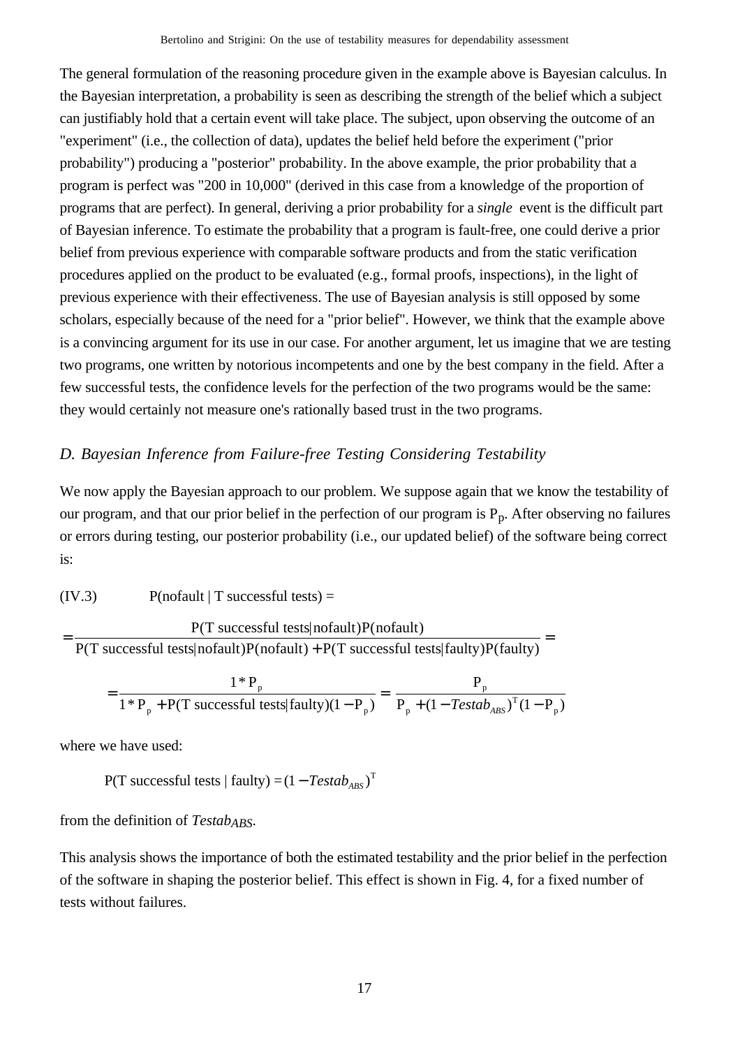The general formulation of the reasoning procedure given in the example above is Bayesian calculus. In the Bayesian interpretation, a probability is seen as describing the strength of the belief which a subject can justifiably hold that a certain event will take place. The subject, upon observing the outcome of an "experiment" (i.e., the collection of data), updates the belief held before the experiment ("prior probability") producing a "posterior" probability. In the above example, the prior probability that a program is perfect was "200 in 10,000" (derived in this case from a knowledge of the proportion of programs that are perfect). In general, deriving a prior probability for a *single* event is the difficult part of Bayesian inference. To estimate the probability that a program is fault-free, one could derive a prior belief from previous experience with comparable software products and from the static verification procedures applied on the product to be evaluated (e.g., formal proofs, inspections), in the light of previous experience with their effectiveness. The use of Bayesian analysis is still opposed by some scholars, especially because of the need for a "prior belief". However, we think that the example above is a convincing argument for its use in our case. For another argument, let us imagine that we are testing two programs, one written by notorious incompetents and one by the best company in the field. After a few successful tests, the confidence levels for the perfection of the two programs would be the same: they would certainly not measure one's rationally based trust in the two programs.

### *D. Bayesian Inference from Failure-free Testing Considering Testability*

We now apply the Bayesian approach to our problem. We suppose again that we know the testability of our program, and that our prior belief in the perfection of our program is $P_p$. After observing no failures or errors during testing, our posterior probability (i.e., our updated belief) of the software being correct is:

(IV.3) P(nofault | T successful tests) =

$$= \frac{\mathrm{P(T\ successful\ tests|nofault)P(nofault)}}{\mathrm{P(T\ successful\ tests|nofault)P(nofault) + P(T\ successful\ tests|faulty)P(faulty)}} =$$

$$= \frac{1 * \mathrm{P_p}}{1 * \mathrm{P_p} + \mathrm{P(T\ successful\ tests|faulty)}(1 - \mathrm{P_p})} = \frac{\mathrm{P_p}}{\mathrm{P_p} + (1 - \mathit{Testab}_{ABS})^{\mathrm{T}}(1 - \mathrm{P_p})}$$

where we have used:

$$\mathrm{P(T\ successful\ tests\ |\ faulty)} = (1 - \mathit{Testab}_{ABS})^{\mathrm{T}}$$

from the definition of $\mathit{Testab}_{ABS}$.

This analysis shows the importance of both the estimated testability and the prior belief in the perfection of the software in shaping the posterior belief. This effect is shown in Fig. 4, for a fixed number of tests without failures.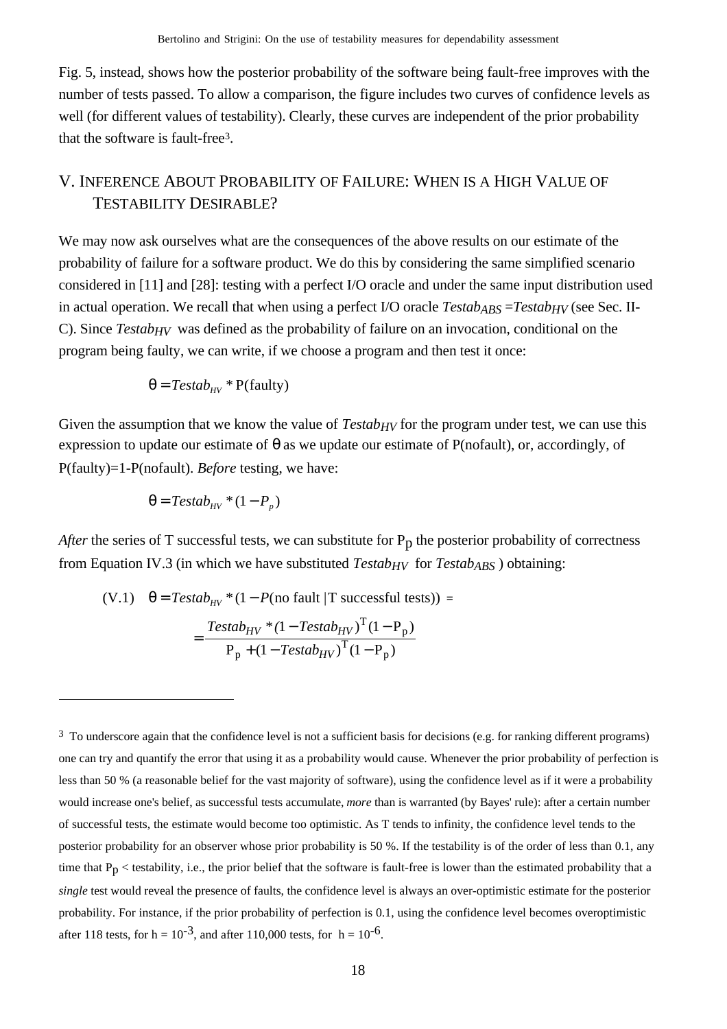Fig. 5, instead, shows how the posterior probability of the software being fault-free improves with the number of tests passed. To allow a comparison, the figure includes two curves of confidence levels as well (for different values of testability). Clearly, these curves are independent of the prior probability that the software is fault-free[3].

## V. Inference About Probability of Failure: When is a High Value of Testability Desirable?

We may now ask ourselves what are the consequences of the above results on our estimate of the probability of failure for a software product. We do this by considering the same simplified scenario considered in [11] and [28]: testing with a perfect I/O oracle and under the same input distribution used in actual operation. We recall that when using a perfect I/O oracle $Testab_{ABS} = Testab_{HV}$ (see Sec. II-C). Since $Testab_{HV}$ was defined as the probability of failure on an invocation, conditional on the program being faulty, we can write, if we choose a program and then test it once:

$$\theta = Testab_{HV} * \text{P(faulty)}$$

Given the assumption that we know the value of $Testab_{HV}$ for the program under test, we can use this expression to update our estimate of $\theta$ as we update our estimate of P(nofault), or, accordingly, of P(faulty)=1-P(nofault). *Before* testing, we have:

$$\theta = Testab_{HV} * (1 - P_p)$$

*After* the series of T successful tests, we can substitute for $P_p$ the posterior probability of correctness from Equation IV.3 (in which we have substituted $Testab_{HV}$ for $Testab_{ABS}$) obtaining:

$$\text{(V.1)} \quad \theta = Testab_{HV} * (1 - P(\text{no fault} \mid \text{T successful tests})) = \frac{Testab_{HV} * (1 - Testab_{HV})^{\mathrm{T}} (1 - \mathrm{P_p})}{\mathrm{P_p} + (1 - Testab_{HV})^{\mathrm{T}} (1 - \mathrm{P_p})}$$

---

[3] To underscore again that the confidence level is not a sufficient basis for decisions (e.g. for ranking different programs) one can try and quantify the error that using it as a probability would cause. Whenever the prior probability of perfection is less than 50 % (a reasonable belief for the vast majority of software), using the confidence level as if it were a probability would increase one's belief, as successful tests accumulate, *more* than is warranted (by Bayes' rule): after a certain number of successful tests, the estimate would become too optimistic. As T tends to infinity, the confidence level tends to the posterior probability for an observer whose prior probability is 50 %. If the testability is of the order of less than 0.1, any time that $P_p <$ testability, i.e., the prior belief that the software is fault-free is lower than the estimated probability that a *single* test would reveal the presence of faults, the confidence level is always an over-optimistic estimate for the posterior probability. For instance, if the prior probability of perfection is 0.1, using the confidence level becomes overoptimistic after 118 tests, for $h = 10^{-3}$, and after 110,000 tests, for $h = 10^{-6}$.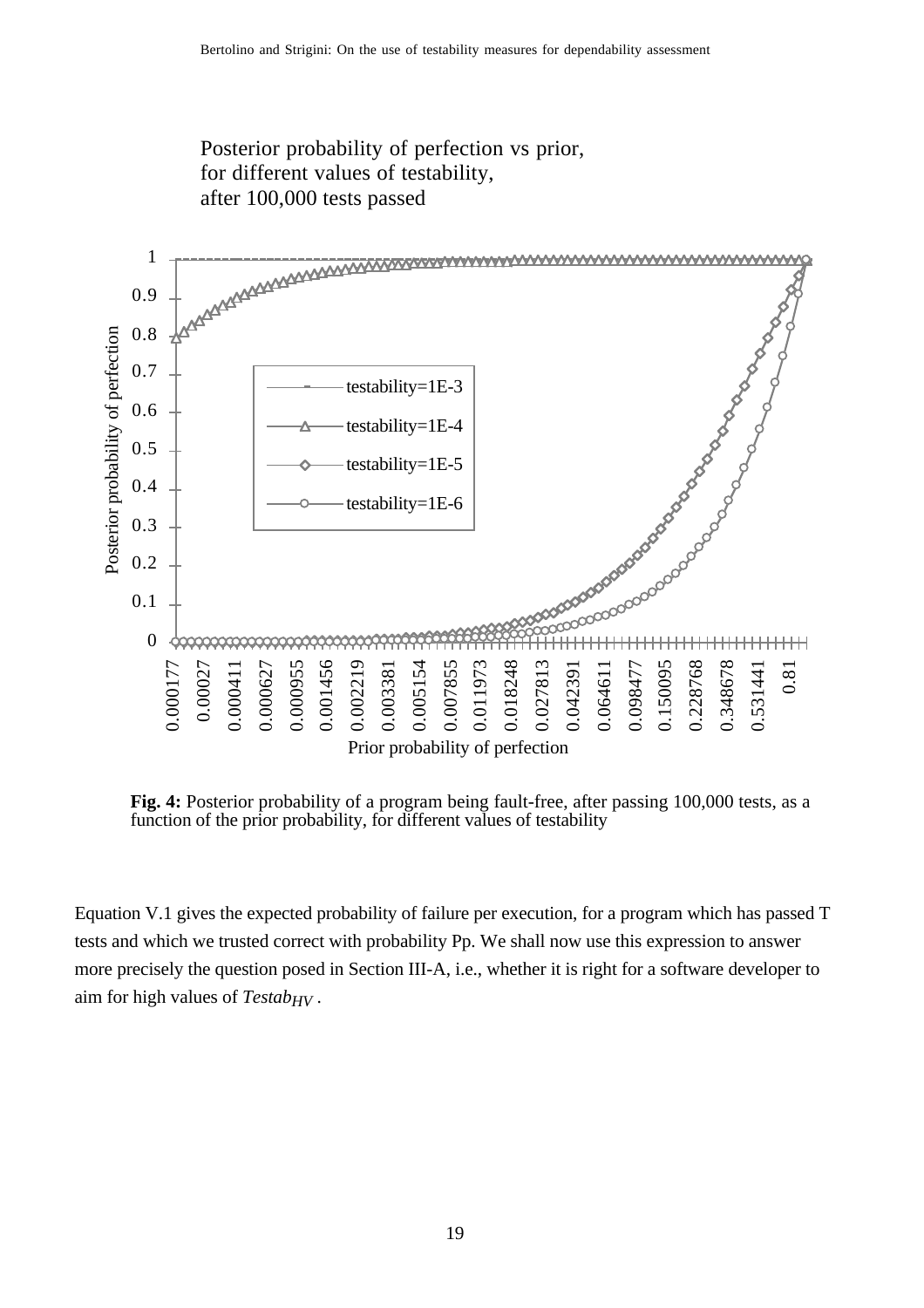Posterior probability of perfection vs prior, for different values of testability, after 100,000 tests passed

**Fig. 4:** Posterior probability of a program being fault-free, after passing 100,000 tests, as a function of the prior probability, for different values of testability

Equation V.1 gives the expected probability of failure per execution, for a program which has passed T tests and which we trusted correct with probability Pp. We shall now use this expression to answer more precisely the question posed in Section III-A, i.e., whether it is right for a software developer to aim for high values of $Testab_{HV}$.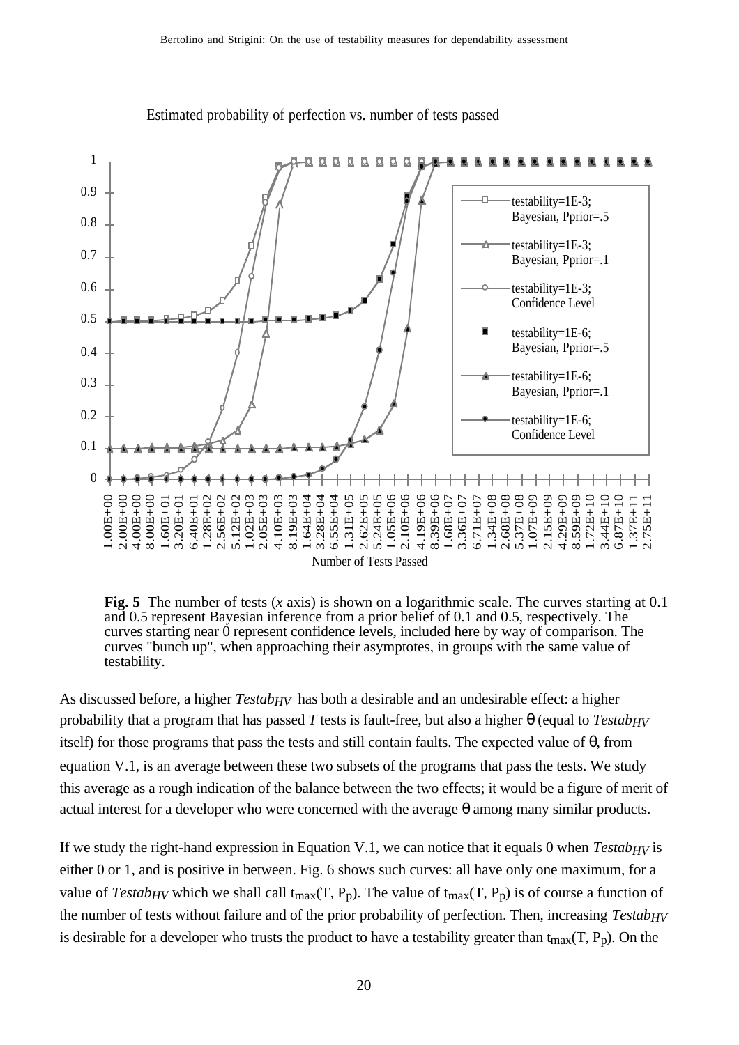Estimated probability of perfection vs. number of tests passed

**Fig. 5** The number of tests (*x* axis) is shown on a logarithmic scale. The curves starting at 0.1 and 0.5 represent Bayesian inference from a prior belief of 0.1 and 0.5, respectively. The curves starting near 0 represent confidence levels, included here by way of comparison. The curves "bunch up", when approaching their asymptotes, in groups with the same value of testability.

As discussed before, a higher $Testab_{HV}$ has both a desirable and an undesirable effect: a higher probability that a program that has passed *T* tests is fault-free, but also a higher $\theta$ (equal to $Testab_{HV}$ itself) for those programs that pass the tests and still contain faults. The expected value of $\theta$, from equation V.1, is an average between these two subsets of the programs that pass the tests. We study this average as a rough indication of the balance between the two effects; it would be a figure of merit of actual interest for a developer who were concerned with the average $\theta$ among many similar products.

If we study the right-hand expression in Equation V.1, we can notice that it equals 0 when $Testab_{HV}$ is either 0 or 1, and is positive in between. Fig. 6 shows such curves: all have only one maximum, for a value of $Testab_{HV}$ which we shall call $t_{max}(T, P_p)$. The value of $t_{max}(T, P_p)$ is of course a function of the number of tests without failure and of the prior probability of perfection. Then, increasing $Testab_{HV}$ is desirable for a developer who trusts the product to have a testability greater than $t_{max}(T, P_p)$. On the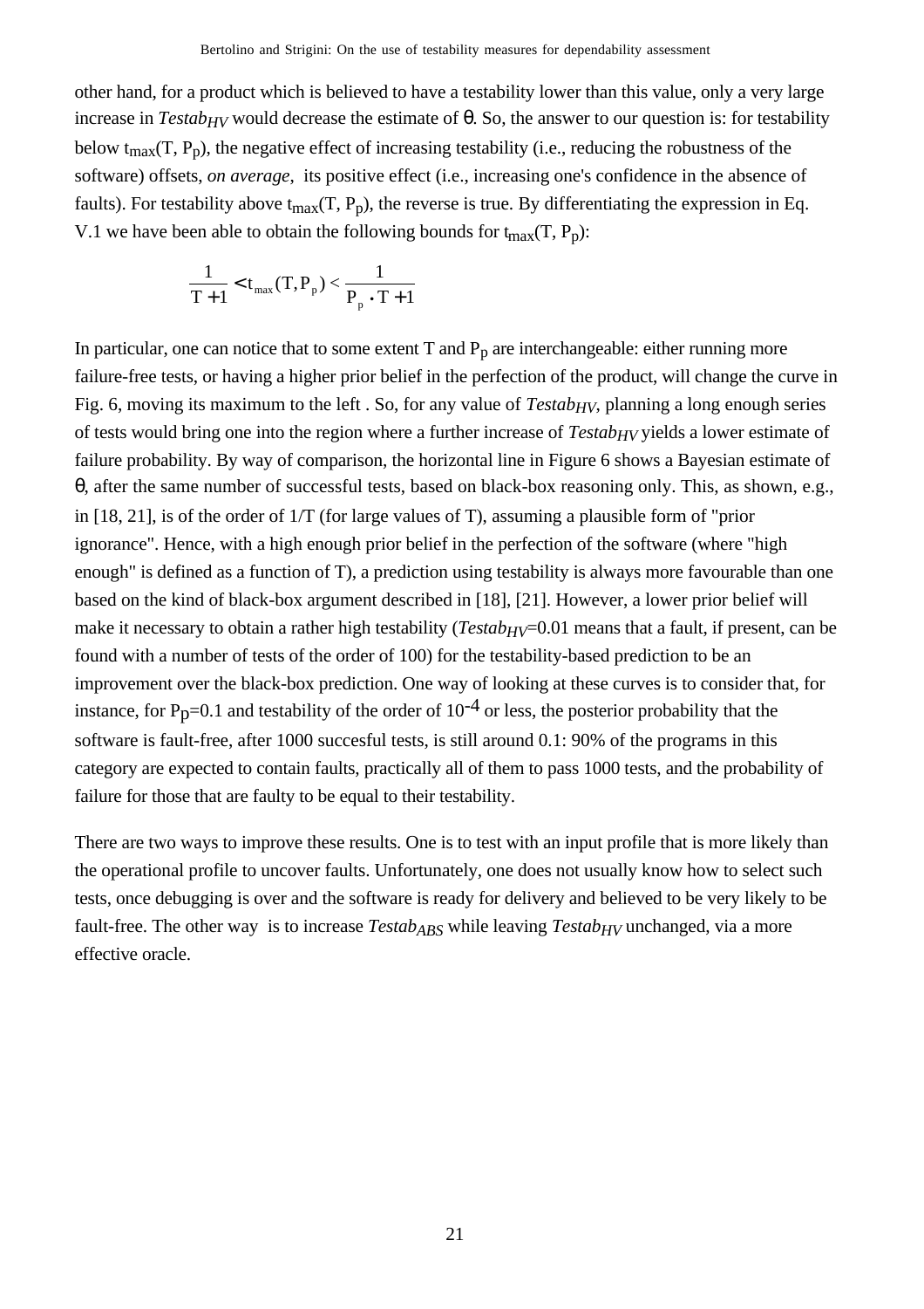other hand, for a product which is believed to have a testability lower than this value, only a very large increase in $Testab_{HV}$ would decrease the estimate of θ. So, the answer to our question is: for testability below $t_{max}(T, P_p)$, the negative effect of increasing testability (i.e., reducing the robustness of the software) offsets, *on average*, its positive effect (i.e., increasing one's confidence in the absence of faults). For testability above $t_{max}(T, P_p)$, the reverse is true. By differentiating the expression in Eq. V.1 we have been able to obtain the following bounds for $t_{max}(T, P_p)$:

$$\frac{1}{T+1} < t_{max}(T, P_p) < \frac{1}{P_p \cdot T + 1}$$

In particular, one can notice that to some extent T and $P_p$ are interchangeable: either running more failure-free tests, or having a higher prior belief in the perfection of the product, will change the curve in Fig. 6, moving its maximum to the left . So, for any value of $Testab_{HV}$, planning a long enough series of tests would bring one into the region where a further increase of $Testab_{HV}$ yields a lower estimate of failure probability. By way of comparison, the horizontal line in Figure 6 shows a Bayesian estimate of θ, after the same number of successful tests, based on black-box reasoning only. This, as shown, e.g., in [18, 21], is of the order of 1/T (for large values of T), assuming a plausible form of "prior ignorance". Hence, with a high enough prior belief in the perfection of the software (where "high enough" is defined as a function of T), a prediction using testability is always more favourable than one based on the kind of black-box argument described in [18], [21]. However, a lower prior belief will make it necessary to obtain a rather high testability ($Testab_{HV}$=0.01 means that a fault, if present, can be found with a number of tests of the order of 100) for the testability-based prediction to be an improvement over the black-box prediction. One way of looking at these curves is to consider that, for instance, for $P_p$=0.1 and testability of the order of $10^{-4}$ or less, the posterior probability that the software is fault-free, after 1000 succesful tests, is still around 0.1: 90% of the programs in this category are expected to contain faults, practically all of them to pass 1000 tests, and the probability of failure for those that are faulty to be equal to their testability.

There are two ways to improve these results. One is to test with an input profile that is more likely than the operational profile to uncover faults. Unfortunately, one does not usually know how to select such tests, once debugging is over and the software is ready for delivery and believed to be very likely to be fault-free. The other way is to increase $Testab_{ABS}$ while leaving $Testab_{HV}$ unchanged, via a more effective oracle.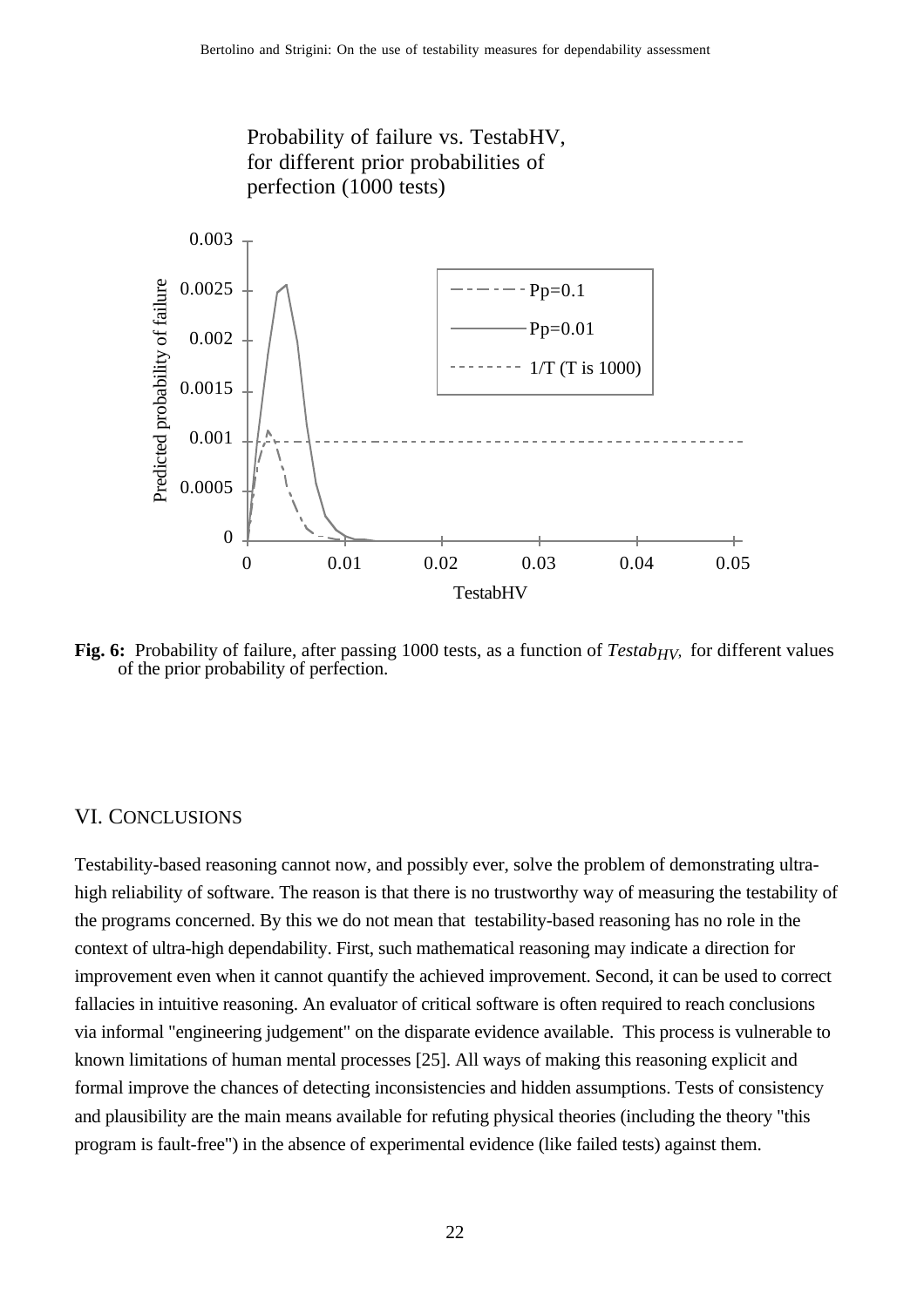Probability of failure vs. TestabHV, for different prior probabilities of perfection (1000 tests)

**Fig. 6:** Probability of failure, after passing 1000 tests, as a function of $Testab_{HV}$, for different values of the prior probability of perfection.

## VI. CONCLUSIONS

Testability-based reasoning cannot now, and possibly ever, solve the problem of demonstrating ultra-high reliability of software. The reason is that there is no trustworthy way of measuring the testability of the programs concerned. By this we do not mean that testability-based reasoning has no role in the context of ultra-high dependability. First, such mathematical reasoning may indicate a direction for improvement even when it cannot quantify the achieved improvement. Second, it can be used to correct fallacies in intuitive reasoning. An evaluator of critical software is often required to reach conclusions via informal "engineering judgement" on the disparate evidence available. This process is vulnerable to known limitations of human mental processes [25]. All ways of making this reasoning explicit and formal improve the chances of detecting inconsistencies and hidden assumptions. Tests of consistency and plausibility are the main means available for refuting physical theories (including the theory "this program is fault-free") in the absence of experimental evidence (like failed tests) against them.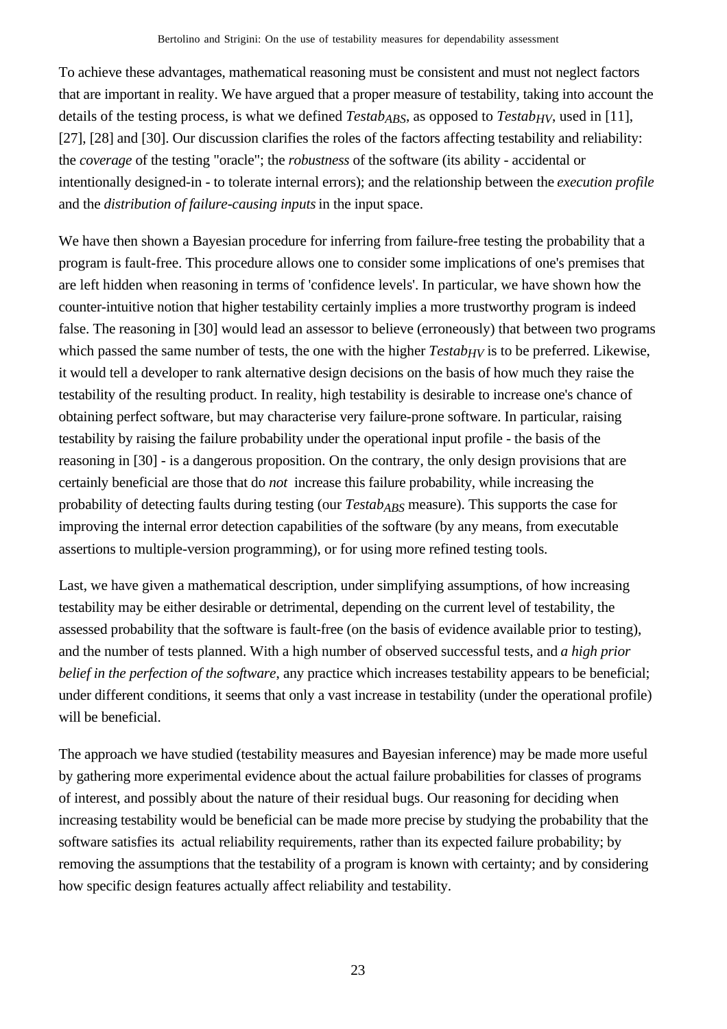To achieve these advantages, mathematical reasoning must be consistent and must not neglect factors that are important in reality. We have argued that a proper measure of testability, taking into account the details of the testing process, is what we defined $Testab_{ABS}$, as opposed to $Testab_{HV}$, used in [11], [27], [28] and [30]. Our discussion clarifies the roles of the factors affecting testability and reliability: the *coverage* of the testing "oracle"; the *robustness* of the software (its ability - accidental or intentionally designed-in - to tolerate internal errors); and the relationship between the *execution profile* and the *distribution of failure-causing inputs* in the input space.

We have then shown a Bayesian procedure for inferring from failure-free testing the probability that a program is fault-free. This procedure allows one to consider some implications of one's premises that are left hidden when reasoning in terms of 'confidence levels'. In particular, we have shown how the counter-intuitive notion that higher testability certainly implies a more trustworthy program is indeed false. The reasoning in [30] would lead an assessor to believe (erroneously) that between two programs which passed the same number of tests, the one with the higher $Testab_{HV}$ is to be preferred. Likewise, it would tell a developer to rank alternative design decisions on the basis of how much they raise the testability of the resulting product. In reality, high testability is desirable to increase one's chance of obtaining perfect software, but may characterise very failure-prone software. In particular, raising testability by raising the failure probability under the operational input profile - the basis of the reasoning in [30] - is a dangerous proposition. On the contrary, the only design provisions that are certainly beneficial are those that do *not* increase this failure probability, while increasing the probability of detecting faults during testing (our $Testab_{ABS}$ measure). This supports the case for improving the internal error detection capabilities of the software (by any means, from executable assertions to multiple-version programming), or for using more refined testing tools.

Last, we have given a mathematical description, under simplifying assumptions, of how increasing testability may be either desirable or detrimental, depending on the current level of testability, the assessed probability that the software is fault-free (on the basis of evidence available prior to testing), and the number of tests planned. With a high number of observed successful tests, and *a high prior belief in the perfection of the software*, any practice which increases testability appears to be beneficial; under different conditions, it seems that only a vast increase in testability (under the operational profile) will be beneficial.

The approach we have studied (testability measures and Bayesian inference) may be made more useful by gathering more experimental evidence about the actual failure probabilities for classes of programs of interest, and possibly about the nature of their residual bugs. Our reasoning for deciding when increasing testability would be beneficial can be made more precise by studying the probability that the software satisfies its actual reliability requirements, rather than its expected failure probability; by removing the assumptions that the testability of a program is known with certainty; and by considering how specific design features actually affect reliability and testability.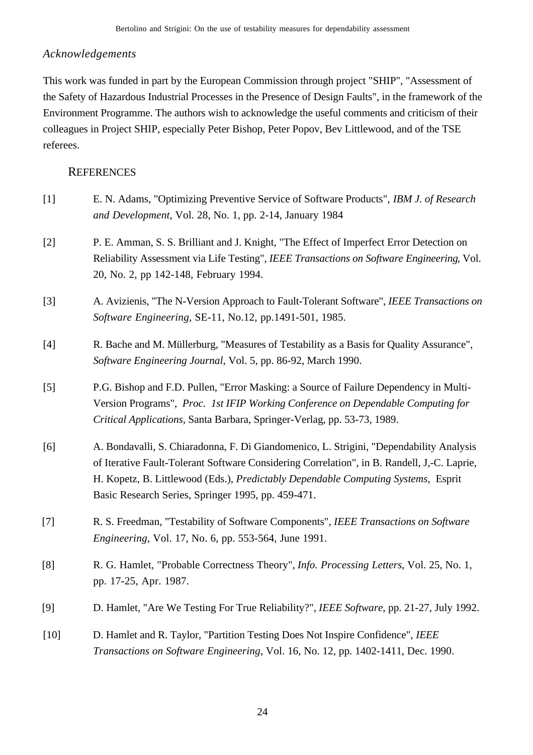### *Acknowledgements*

This work was funded in part by the European Commission through project "SHIP", "Assessment of the Safety of Hazardous Industrial Processes in the Presence of Design Faults", in the framework of the Environment Programme. The authors wish to acknowledge the useful comments and criticism of their colleagues in Project SHIP, especially Peter Bishop, Peter Popov, Bev Littlewood, and of the TSE referees.

## REFERENCES

[1] E. N. Adams, "Optimizing Preventive Service of Software Products", *IBM J. of Research and Development*, Vol. 28, No. 1, pp. 2-14, January 1984

[2] P. E. Amman, S. S. Brilliant and J. Knight, "The Effect of Imperfect Error Detection on Reliability Assessment via Life Testing", *IEEE Transactions on Software Engineering*, Vol. 20, No. 2, pp 142-148, February 1994.

[3] A. Avizienis, "The N-Version Approach to Fault-Tolerant Software", *IEEE Transactions on Software Engineering*, SE-11, No.12, pp.1491-501, 1985.

[4] R. Bache and M. Müllerburg, "Measures of Testability as a Basis for Quality Assurance", *Software Engineering Journal*, Vol. 5, pp. 86-92, March 1990.

[5] P.G. Bishop and F.D. Pullen, "Error Masking: a Source of Failure Dependency in Multi-Version Programs", *Proc. 1st IFIP Working Conference on Dependable Computing for Critical Applications*, Santa Barbara, Springer-Verlag, pp. 53-73, 1989.

[6] A. Bondavalli, S. Chiaradonna, F. Di Giandomenico, L. Strigini, "Dependability Analysis of Iterative Fault-Tolerant Software Considering Correlation", in B. Randell, J,-C. Laprie, H. Kopetz, B. Littlewood (Eds.), *Predictably Dependable Computing Systems*, Esprit Basic Research Series, Springer 1995, pp. 459-471.

[7] R. S. Freedman, "Testability of Software Components", *IEEE Transactions on Software Engineering*, Vol. 17, No. 6, pp. 553-564, June 1991.

[8] R. G. Hamlet, "Probable Correctness Theory", *Info. Processing Letters*, Vol. 25, No. 1, pp. 17-25, Apr. 1987.

[9] D. Hamlet, "Are We Testing For True Reliability?", *IEEE Software*, pp. 21-27, July 1992.

[10] D. Hamlet and R. Taylor, "Partition Testing Does Not Inspire Confidence", *IEEE Transactions on Software Engineering*, Vol. 16, No. 12, pp. 1402-1411, Dec. 1990.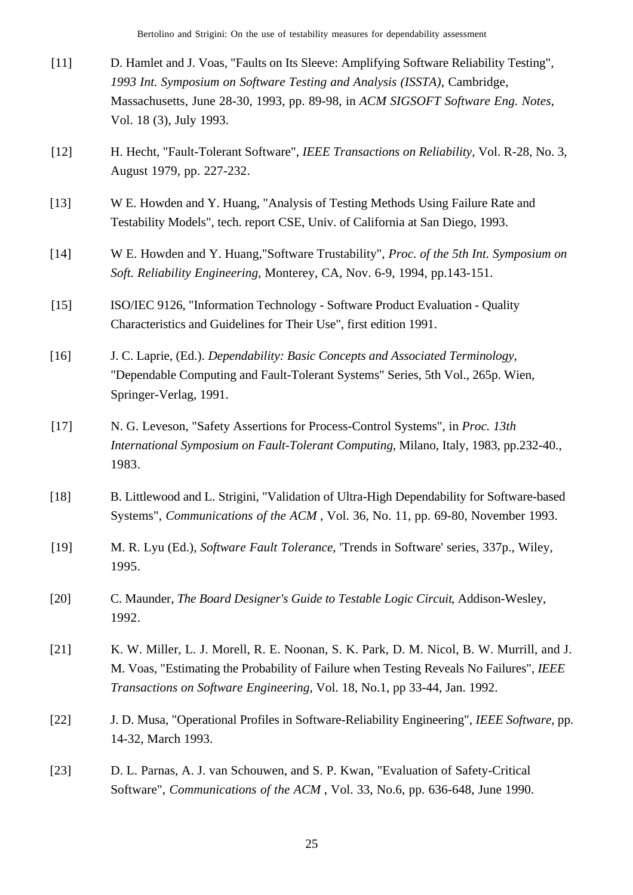[11] D. Hamlet and J. Voas, "Faults on Its Sleeve: Amplifying Software Reliability Testing", *1993 Int. Symposium on Software Testing and Analysis (ISSTA)*, Cambridge, Massachusetts, June 28-30, 1993, pp. 89-98, in *ACM SIGSOFT Software Eng. Notes*, Vol. 18 (3), July 1993.

[12] H. Hecht, "Fault-Tolerant Software", *IEEE Transactions on Reliability*, Vol. R-28, No. 3, August 1979, pp. 227-232.

[13] W E. Howden and Y. Huang, "Analysis of Testing Methods Using Failure Rate and Testability Models", tech. report CSE, Univ. of California at San Diego, 1993.

[14] W E. Howden and Y. Huang,"Software Trustability", *Proc. of the 5th Int. Symposium on Soft. Reliability Engineering*, Monterey, CA, Nov. 6-9, 1994, pp.143-151.

[15] ISO/IEC 9126, "Information Technology - Software Product Evaluation - Quality Characteristics and Guidelines for Their Use", first edition 1991.

[16] J. C. Laprie, (Ed.). *Dependability: Basic Concepts and Associated Terminology*, "Dependable Computing and Fault-Tolerant Systems" Series, 5th Vol., 265p. Wien, Springer-Verlag, 1991.

[17] N. G. Leveson, "Safety Assertions for Process-Control Systems", in *Proc. 13th International Symposium on Fault-Tolerant Computing*, Milano, Italy, 1983, pp.232-40., 1983.

[18] B. Littlewood and L. Strigini, "Validation of Ultra-High Dependability for Software-based Systems", *Communications of the ACM* , Vol. 36, No. 11, pp. 69-80, November 1993.

[19] M. R. Lyu (Ed.), *Software Fault Tolerance*, 'Trends in Software' series, 337p., Wiley, 1995.

[20] C. Maunder, *The Board Designer's Guide to Testable Logic Circuit*, Addison-Wesley, 1992.

[21] K. W. Miller, L. J. Morell, R. E. Noonan, S. K. Park, D. M. Nicol, B. W. Murrill, and J. M. Voas, "Estimating the Probability of Failure when Testing Reveals No Failures", *IEEE Transactions on Software Engineering*, Vol. 18, No.1, pp 33-44, Jan. 1992.

[22] J. D. Musa, "Operational Profiles in Software-Reliability Engineering", *IEEE Software*, pp. 14-32, March 1993.

[23] D. L. Parnas, A. J. van Schouwen, and S. P. Kwan, "Evaluation of Safety-Critical Software", *Communications of the ACM* , Vol. 33, No.6, pp. 636-648, June 1990.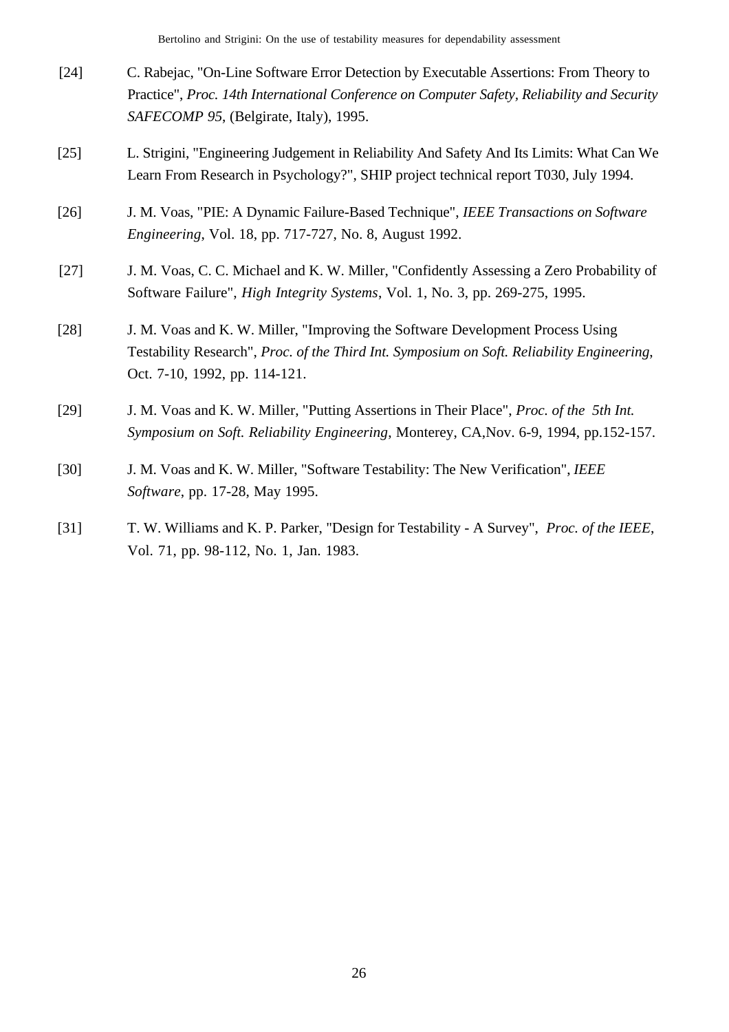[24] C. Rabejac, "On-Line Software Error Detection by Executable Assertions: From Theory to Practice", *Proc. 14th International Conference on Computer Safety, Reliability and Security SAFECOMP 95*, (Belgirate, Italy), 1995.

[25] L. Strigini, "Engineering Judgement in Reliability And Safety And Its Limits: What Can We Learn From Research in Psychology?", SHIP project technical report T030, July 1994.

[26] J. M. Voas, "PIE: A Dynamic Failure-Based Technique", *IEEE Transactions on Software Engineering*, Vol. 18, pp. 717-727, No. 8, August 1992.

[27] J. M. Voas, C. C. Michael and K. W. Miller, "Confidently Assessing a Zero Probability of Software Failure", *High Integrity Systems*, Vol. 1, No. 3, pp. 269-275, 1995.

[28] J. M. Voas and K. W. Miller, "Improving the Software Development Process Using Testability Research", *Proc. of the Third Int. Symposium on Soft. Reliability Engineering*, Oct. 7-10, 1992, pp. 114-121.

[29] J. M. Voas and K. W. Miller, "Putting Assertions in Their Place", *Proc. of the 5th Int. Symposium on Soft. Reliability Engineering*, Monterey, CA,Nov. 6-9, 1994, pp.152-157.

[30] J. M. Voas and K. W. Miller, "Software Testability: The New Verification", *IEEE Software*, pp. 17-28, May 1995.

[31] T. W. Williams and K. P. Parker, "Design for Testability - A Survey", *Proc. of the IEEE*, Vol. 71, pp. 98-112, No. 1, Jan. 1983.